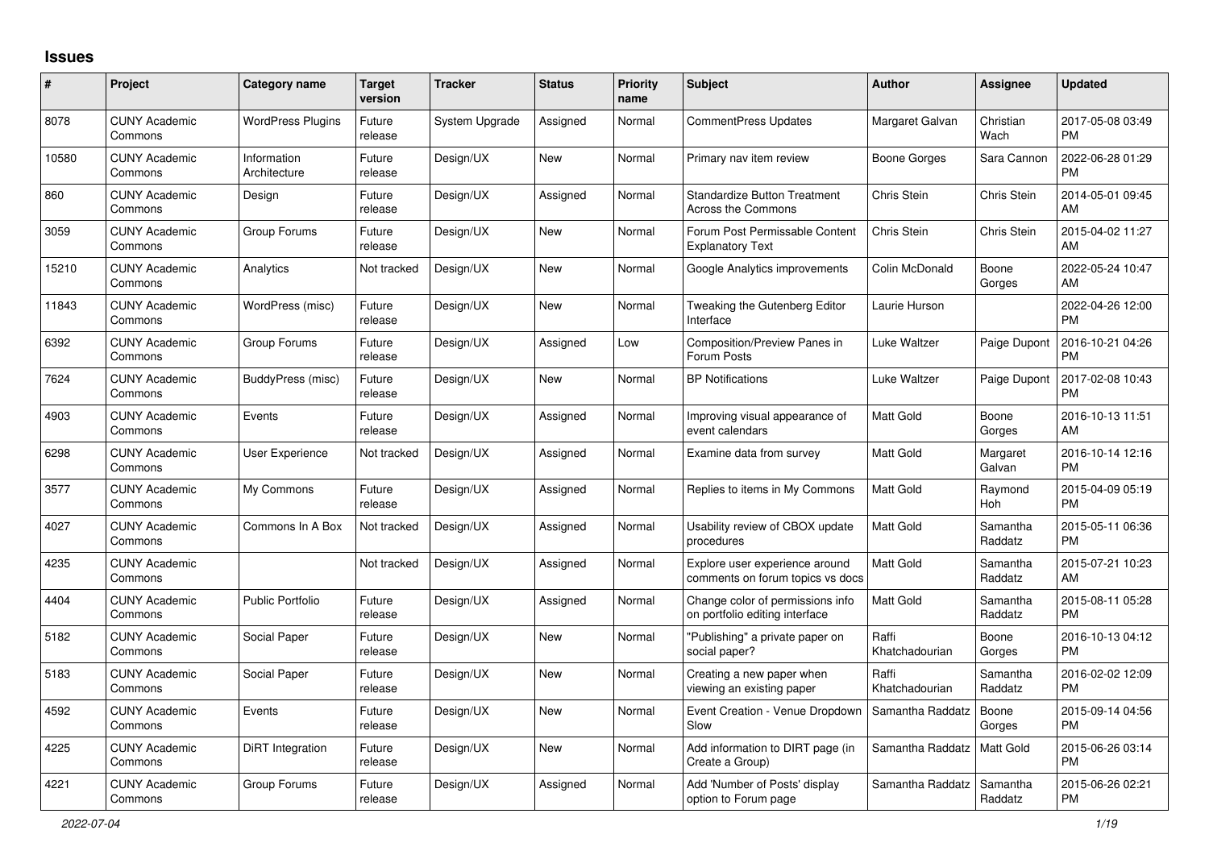# Issues

| # | Project | Category name | Target version | Tracker | Status | Priority name | Subject | Author | Assignee | Updated |
|---|---|---|---|---|---|---|---|---|---|---|
| 8078 | CUNY Academic Commons | WordPress Plugins | Future release | System Upgrade | Assigned | Normal | CommentPress Updates | Margaret Galvan | Christian Wach | 2017-05-08 03:49 PM |
| 10580 | CUNY Academic Commons | Information Architecture | Future release | Design/UX | New | Normal | Primary nav item review | Boone Gorges | Sara Cannon | 2022-06-28 01:29 PM |
| 860 | CUNY Academic Commons | Design | Future release | Design/UX | Assigned | Normal | Standardize Button Treatment Across the Commons | Chris Stein | Chris Stein | 2014-05-01 09:45 AM |
| 3059 | CUNY Academic Commons | Group Forums | Future release | Design/UX | New | Normal | Forum Post Permissable Content Explanatory Text | Chris Stein | Chris Stein | 2015-04-02 11:27 AM |
| 15210 | CUNY Academic Commons | Analytics | Not tracked | Design/UX | New | Normal | Google Analytics improvements | Colin McDonald | Boone Gorges | 2022-05-24 10:47 AM |
| 11843 | CUNY Academic Commons | WordPress (misc) | Future release | Design/UX | New | Normal | Tweaking the Gutenberg Editor Interface | Laurie Hurson | | 2022-04-26 12:00 PM |
| 6392 | CUNY Academic Commons | Group Forums | Future release | Design/UX | Assigned | Low | Composition/Preview Panes in Forum Posts | Luke Waltzer | Paige Dupont | 2016-10-21 04:26 PM |
| 7624 | CUNY Academic Commons | BuddyPress (misc) | Future release | Design/UX | New | Normal | BP Notifications | Luke Waltzer | Paige Dupont | 2017-02-08 10:43 PM |
| 4903 | CUNY Academic Commons | Events | Future release | Design/UX | Assigned | Normal | Improving visual appearance of event calendars | Matt Gold | Boone Gorges | 2016-10-13 11:51 AM |
| 6298 | CUNY Academic Commons | User Experience | Not tracked | Design/UX | Assigned | Normal | Examine data from survey | Matt Gold | Margaret Galvan | 2016-10-14 12:16 PM |
| 3577 | CUNY Academic Commons | My Commons | Future release | Design/UX | Assigned | Normal | Replies to items in My Commons | Matt Gold | Raymond Hoh | 2015-04-09 05:19 PM |
| 4027 | CUNY Academic Commons | Commons In A Box | Not tracked | Design/UX | Assigned | Normal | Usability review of CBOX update procedures | Matt Gold | Samantha Raddatz | 2015-05-11 06:36 PM |
| 4235 | CUNY Academic Commons | | Not tracked | Design/UX | Assigned | Normal | Explore user experience around comments on forum topics vs docs | Matt Gold | Samantha Raddatz | 2015-07-21 10:23 AM |
| 4404 | CUNY Academic Commons | Public Portfolio | Future release | Design/UX | Assigned | Normal | Change color of permissions info on portfolio editing interface | Matt Gold | Samantha Raddatz | 2015-08-11 05:28 PM |
| 5182 | CUNY Academic Commons | Social Paper | Future release | Design/UX | New | Normal | "Publishing" a private paper on social paper? | Raffi Khatchadourian | Boone Gorges | 2016-10-13 04:12 PM |
| 5183 | CUNY Academic Commons | Social Paper | Future release | Design/UX | New | Normal | Creating a new paper when viewing an existing paper | Raffi Khatchadourian | Samantha Raddatz | 2016-02-02 12:09 PM |
| 4592 | CUNY Academic Commons | Events | Future release | Design/UX | New | Normal | Event Creation - Venue Dropdown Slow | Samantha Raddatz | Boone Gorges | 2015-09-14 04:56 PM |
| 4225 | CUNY Academic Commons | DiRT Integration | Future release | Design/UX | New | Normal | Add information to DIRT page (in Create a Group) | Samantha Raddatz | Matt Gold | 2015-06-26 03:14 PM |
| 4221 | CUNY Academic Commons | Group Forums | Future release | Design/UX | Assigned | Normal | Add 'Number of Posts' display option to Forum page | Samantha Raddatz | Samantha Raddatz | 2015-06-26 02:21 PM |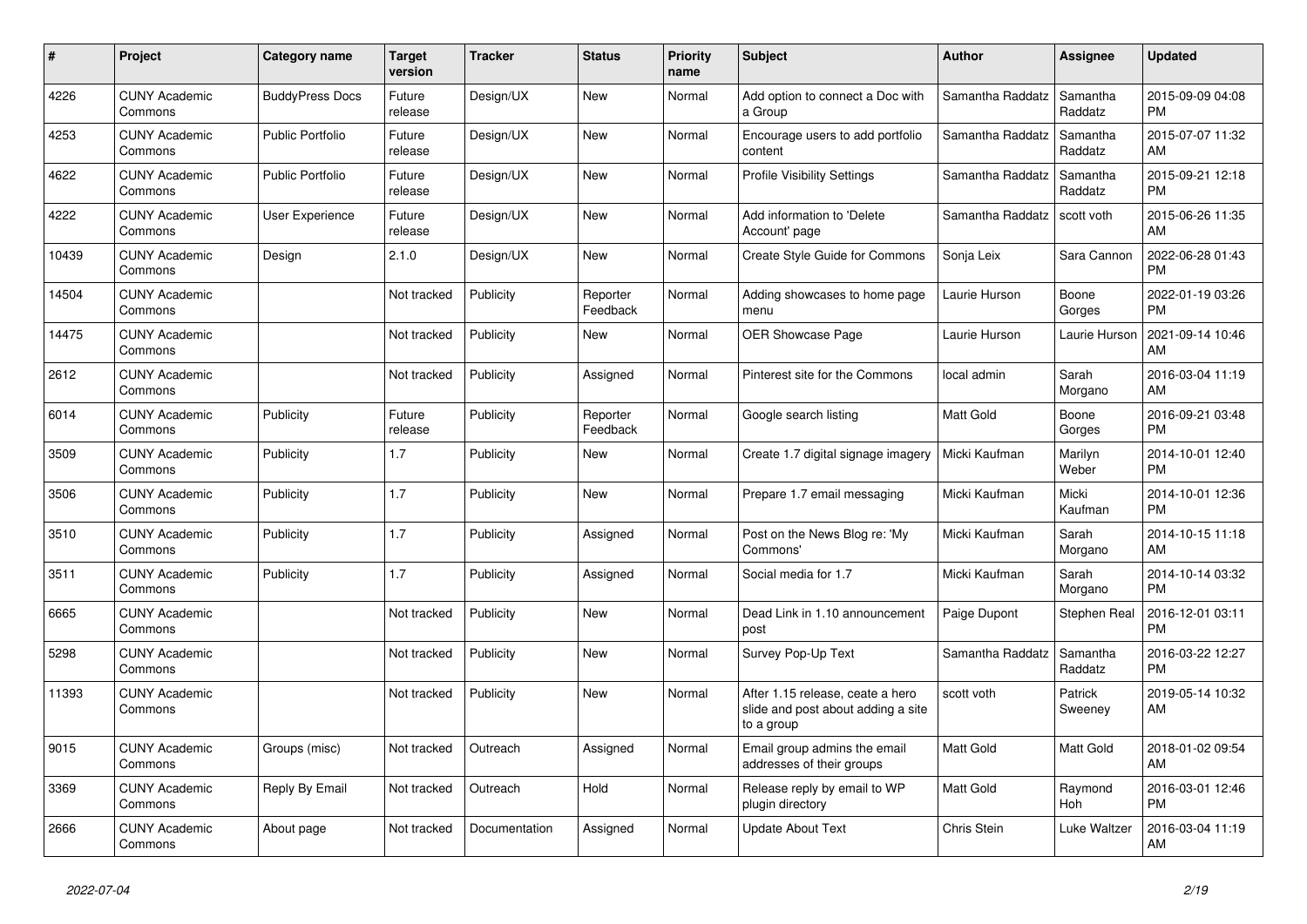| # | Project | Category name | Target version | Tracker | Status | Priority name | Subject | Author | Assignee | Updated |
|---|---|---|---|---|---|---|---|---|---|---|
| 4226 | CUNY Academic Commons | BuddyPress Docs | Future release | Design/UX | New | Normal | Add option to connect a Doc with a Group | Samantha Raddatz | Samantha Raddatz | 2015-09-09 04:08 PM |
| 4253 | CUNY Academic Commons | Public Portfolio | Future release | Design/UX | New | Normal | Encourage users to add portfolio content | Samantha Raddatz | Samantha Raddatz | 2015-07-07 11:32 AM |
| 4622 | CUNY Academic Commons | Public Portfolio | Future release | Design/UX | New | Normal | Profile Visibility Settings | Samantha Raddatz | Samantha Raddatz | 2015-09-21 12:18 PM |
| 4222 | CUNY Academic Commons | User Experience | Future release | Design/UX | New | Normal | Add information to 'Delete Account' page | Samantha Raddatz | scott voth | 2015-06-26 11:35 AM |
| 10439 | CUNY Academic Commons | Design | 2.1.0 | Design/UX | New | Normal | Create Style Guide for Commons | Sonja Leix | Sara Cannon | 2022-06-28 01:43 PM |
| 14504 | CUNY Academic Commons | | Not tracked | Publicity | Reporter Feedback | Normal | Adding showcases to home page menu | Laurie Hurson | Boone Gorges | 2022-01-19 03:26 PM |
| 14475 | CUNY Academic Commons | | Not tracked | Publicity | New | Normal | OER Showcase Page | Laurie Hurson | Laurie Hurson | 2021-09-14 10:46 AM |
| 2612 | CUNY Academic Commons | | Not tracked | Publicity | Assigned | Normal | Pinterest site for the Commons | local admin | Sarah Morgano | 2016-03-04 11:19 AM |
| 6014 | CUNY Academic Commons | Publicity | Future release | Publicity | Reporter Feedback | Normal | Google search listing | Matt Gold | Boone Gorges | 2016-09-21 03:48 PM |
| 3509 | CUNY Academic Commons | Publicity | 1.7 | Publicity | New | Normal | Create 1.7 digital signage imagery | Micki Kaufman | Marilyn Weber | 2014-10-01 12:40 PM |
| 3506 | CUNY Academic Commons | Publicity | 1.7 | Publicity | New | Normal | Prepare 1.7 email messaging | Micki Kaufman | Micki Kaufman | 2014-10-01 12:36 PM |
| 3510 | CUNY Academic Commons | Publicity | 1.7 | Publicity | Assigned | Normal | Post on the News Blog re: 'My Commons' | Micki Kaufman | Sarah Morgano | 2014-10-15 11:18 AM |
| 3511 | CUNY Academic Commons | Publicity | 1.7 | Publicity | Assigned | Normal | Social media for 1.7 | Micki Kaufman | Sarah Morgano | 2014-10-14 03:32 PM |
| 6665 | CUNY Academic Commons | | Not tracked | Publicity | New | Normal | Dead Link in 1.10 announcement post | Paige Dupont | Stephen Real | 2016-12-01 03:11 PM |
| 5298 | CUNY Academic Commons | | Not tracked | Publicity | New | Normal | Survey Pop-Up Text | Samantha Raddatz | Samantha Raddatz | 2016-03-22 12:27 PM |
| 11393 | CUNY Academic Commons | | Not tracked | Publicity | New | Normal | After 1.15 release, ceate a hero slide and post about adding a site to a group | scott voth | Patrick Sweeney | 2019-05-14 10:32 AM |
| 9015 | CUNY Academic Commons | Groups (misc) | Not tracked | Outreach | Assigned | Normal | Email group admins the email addresses of their groups | Matt Gold | Matt Gold | 2018-01-02 09:54 AM |
| 3369 | CUNY Academic Commons | Reply By Email | Not tracked | Outreach | Hold | Normal | Release reply by email to WP plugin directory | Matt Gold | Raymond Hoh | 2016-03-01 12:46 PM |
| 2666 | CUNY Academic Commons | About page | Not tracked | Documentation | Assigned | Normal | Update About Text | Chris Stein | Luke Waltzer | 2016-03-04 11:19 AM |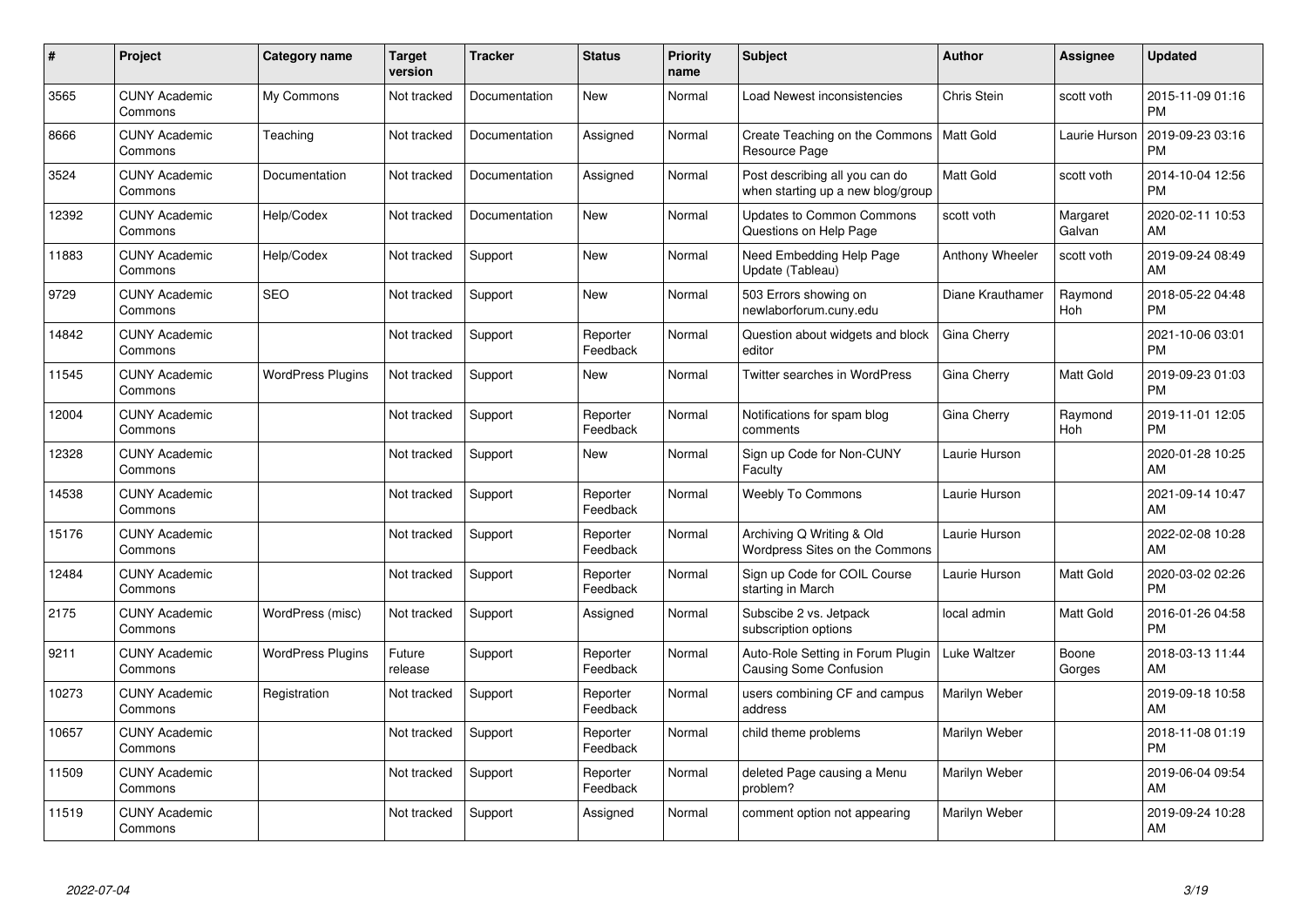| # | Project | Category name | Target version | Tracker | Status | Priority name | Subject | Author | Assignee | Updated |
|---|---|---|---|---|---|---|---|---|---|---|
| 3565 | CUNY Academic Commons | My Commons | Not tracked | Documentation | New | Normal | Load Newest inconsistencies | Chris Stein | scott voth | 2015-11-09 01:16 PM |
| 8666 | CUNY Academic Commons | Teaching | Not tracked | Documentation | Assigned | Normal | Create Teaching on the Commons Resource Page | Matt Gold | Laurie Hurson | 2019-09-23 03:16 PM |
| 3524 | CUNY Academic Commons | Documentation | Not tracked | Documentation | Assigned | Normal | Post describing all you can do when starting up a new blog/group | Matt Gold | scott voth | 2014-10-04 12:56 PM |
| 12392 | CUNY Academic Commons | Help/Codex | Not tracked | Documentation | New | Normal | Updates to Common Commons Questions on Help Page | scott voth | Margaret Galvan | 2020-02-11 10:53 AM |
| 11883 | CUNY Academic Commons | Help/Codex | Not tracked | Support | New | Normal | Need Embedding Help Page Update (Tableau) | Anthony Wheeler | scott voth | 2019-09-24 08:49 AM |
| 9729 | CUNY Academic Commons | SEO | Not tracked | Support | New | Normal | 503 Errors showing on newlaborforum.cuny.edu | Diane Krauthamer | Raymond Hoh | 2018-05-22 04:48 PM |
| 14842 | CUNY Academic Commons | | Not tracked | Support | Reporter Feedback | Normal | Question about widgets and block editor | Gina Cherry | | 2021-10-06 03:01 PM |
| 11545 | CUNY Academic Commons | WordPress Plugins | Not tracked | Support | New | Normal | Twitter searches in WordPress | Gina Cherry | Matt Gold | 2019-09-23 01:03 PM |
| 12004 | CUNY Academic Commons | | Not tracked | Support | Reporter Feedback | Normal | Notifications for spam blog comments | Gina Cherry | Raymond Hoh | 2019-11-01 12:05 PM |
| 12328 | CUNY Academic Commons | | Not tracked | Support | New | Normal | Sign up Code for Non-CUNY Faculty | Laurie Hurson | | 2020-01-28 10:25 AM |
| 14538 | CUNY Academic Commons | | Not tracked | Support | Reporter Feedback | Normal | Weebly To Commons | Laurie Hurson | | 2021-09-14 10:47 AM |
| 15176 | CUNY Academic Commons | | Not tracked | Support | Reporter Feedback | Normal | Archiving Q Writing & Old Wordpress Sites on the Commons | Laurie Hurson | | 2022-02-08 10:28 AM |
| 12484 | CUNY Academic Commons | | Not tracked | Support | Reporter Feedback | Normal | Sign up Code for COIL Course starting in March | Laurie Hurson | Matt Gold | 2020-03-02 02:26 PM |
| 2175 | CUNY Academic Commons | WordPress (misc) | Not tracked | Support | Assigned | Normal | Subscibe 2 vs. Jetpack subscription options | local admin | Matt Gold | 2016-01-26 04:58 PM |
| 9211 | CUNY Academic Commons | WordPress Plugins | Future release | Support | Reporter Feedback | Normal | Auto-Role Setting in Forum Plugin Causing Some Confusion | Luke Waltzer | Boone Gorges | 2018-03-13 11:44 AM |
| 10273 | CUNY Academic Commons | Registration | Not tracked | Support | Reporter Feedback | Normal | users combining CF and campus address | Marilyn Weber | | 2019-09-18 10:58 AM |
| 10657 | CUNY Academic Commons | | Not tracked | Support | Reporter Feedback | Normal | child theme problems | Marilyn Weber | | 2018-11-08 01:19 PM |
| 11509 | CUNY Academic Commons | | Not tracked | Support | Reporter Feedback | Normal | deleted Page causing a Menu problem? | Marilyn Weber | | 2019-06-04 09:54 AM |
| 11519 | CUNY Academic Commons | | Not tracked | Support | Assigned | Normal | comment option not appearing | Marilyn Weber | | 2019-09-24 10:28 AM |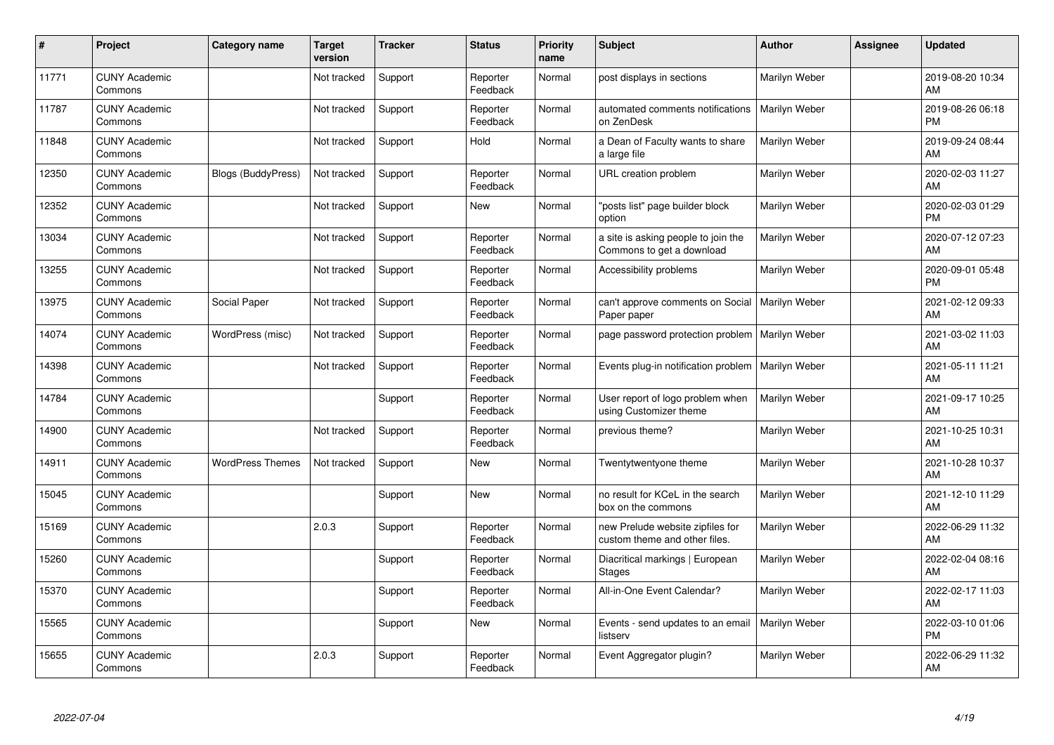| # | Project | Category name | Target version | Tracker | Status | Priority name | Subject | Author | Assignee | Updated |
|---|---|---|---|---|---|---|---|---|---|---|
| 11771 | CUNY Academic Commons | | Not tracked | Support | Reporter Feedback | Normal | post displays in sections | Marilyn Weber | | 2019-08-20 10:34 AM |
| 11787 | CUNY Academic Commons | | Not tracked | Support | Reporter Feedback | Normal | automated comments notifications on ZenDesk | Marilyn Weber | | 2019-08-26 06:18 PM |
| 11848 | CUNY Academic Commons | | Not tracked | Support | Hold | Normal | a Dean of Faculty wants to share a large file | Marilyn Weber | | 2019-09-24 08:44 AM |
| 12350 | CUNY Academic Commons | Blogs (BuddyPress) | Not tracked | Support | Reporter Feedback | Normal | URL creation problem | Marilyn Weber | | 2020-02-03 11:27 AM |
| 12352 | CUNY Academic Commons | | Not tracked | Support | New | Normal | "posts list" page builder block option | Marilyn Weber | | 2020-02-03 01:29 PM |
| 13034 | CUNY Academic Commons | | Not tracked | Support | Reporter Feedback | Normal | a site is asking people to join the Commons to get a download | Marilyn Weber | | 2020-07-12 07:23 AM |
| 13255 | CUNY Academic Commons | | Not tracked | Support | Reporter Feedback | Normal | Accessibility problems | Marilyn Weber | | 2020-09-01 05:48 PM |
| 13975 | CUNY Academic Commons | Social Paper | Not tracked | Support | Reporter Feedback | Normal | can't approve comments on Social Paper paper | Marilyn Weber | | 2021-02-12 09:33 AM |
| 14074 | CUNY Academic Commons | WordPress (misc) | Not tracked | Support | Reporter Feedback | Normal | page password protection problem | Marilyn Weber | | 2021-03-02 11:03 AM |
| 14398 | CUNY Academic Commons | | Not tracked | Support | Reporter Feedback | Normal | Events plug-in notification problem | Marilyn Weber | | 2021-05-11 11:21 AM |
| 14784 | CUNY Academic Commons | | | Support | Reporter Feedback | Normal | User report of logo problem when using Customizer theme | Marilyn Weber | | 2021-09-17 10:25 AM |
| 14900 | CUNY Academic Commons | | Not tracked | Support | Reporter Feedback | Normal | previous theme? | Marilyn Weber | | 2021-10-25 10:31 AM |
| 14911 | CUNY Academic Commons | WordPress Themes | Not tracked | Support | New | Normal | Twentytwentyone theme | Marilyn Weber | | 2021-10-28 10:37 AM |
| 15045 | CUNY Academic Commons | | | Support | New | Normal | no result for KCeL in the search box on the commons | Marilyn Weber | | 2021-12-10 11:29 AM |
| 15169 | CUNY Academic Commons | | 2.0.3 | Support | Reporter Feedback | Normal | new Prelude website zipfiles for custom theme and other files. | Marilyn Weber | | 2022-06-29 11:32 AM |
| 15260 | CUNY Academic Commons | | | Support | Reporter Feedback | Normal | Diacritical markings \| European Stages | Marilyn Weber | | 2022-02-04 08:16 AM |
| 15370 | CUNY Academic Commons | | | Support | Reporter Feedback | Normal | All-in-One Event Calendar? | Marilyn Weber | | 2022-02-17 11:03 AM |
| 15565 | CUNY Academic Commons | | | Support | New | Normal | Events - send updates to an email listserv | Marilyn Weber | | 2022-03-10 01:06 PM |
| 15655 | CUNY Academic Commons | | 2.0.3 | Support | Reporter Feedback | Normal | Event Aggregator plugin? | Marilyn Weber | | 2022-06-29 11:32 AM |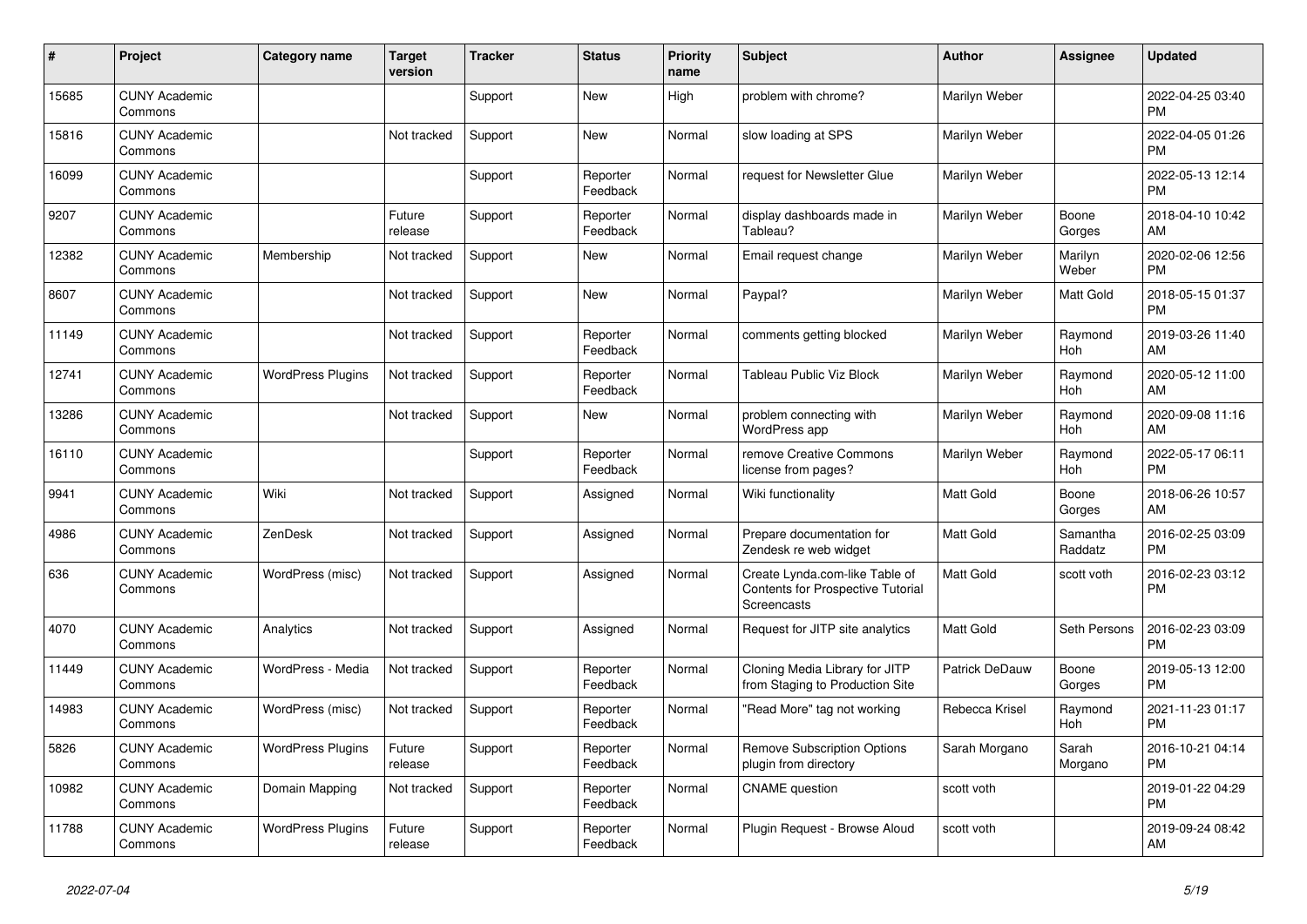| # | Project | Category name | Target version | Tracker | Status | Priority name | Subject | Author | Assignee | Updated |
|---|---|---|---|---|---|---|---|---|---|---|
| 15685 | CUNY Academic Commons | | | Support | New | High | problem with chrome? | Marilyn Weber | | 2022-04-25 03:40 PM |
| 15816 | CUNY Academic Commons | | Not tracked | Support | New | Normal | slow loading at SPS | Marilyn Weber | | 2022-04-05 01:26 PM |
| 16099 | CUNY Academic Commons | | | Support | Reporter Feedback | Normal | request for Newsletter Glue | Marilyn Weber | | 2022-05-13 12:14 PM |
| 9207 | CUNY Academic Commons | | Future release | Support | Reporter Feedback | Normal | display dashboards made in Tableau? | Marilyn Weber | Boone Gorges | 2018-04-10 10:42 AM |
| 12382 | CUNY Academic Commons | Membership | Not tracked | Support | New | Normal | Email request change | Marilyn Weber | Marilyn Weber | 2020-02-06 12:56 PM |
| 8607 | CUNY Academic Commons | | Not tracked | Support | New | Normal | Paypal? | Marilyn Weber | Matt Gold | 2018-05-15 01:37 PM |
| 11149 | CUNY Academic Commons | | Not tracked | Support | Reporter Feedback | Normal | comments getting blocked | Marilyn Weber | Raymond Hoh | 2019-03-26 11:40 AM |
| 12741 | CUNY Academic Commons | WordPress Plugins | Not tracked | Support | Reporter Feedback | Normal | Tableau Public Viz Block | Marilyn Weber | Raymond Hoh | 2020-05-12 11:00 AM |
| 13286 | CUNY Academic Commons | | Not tracked | Support | New | Normal | problem connecting with WordPress app | Marilyn Weber | Raymond Hoh | 2020-09-08 11:16 AM |
| 16110 | CUNY Academic Commons | | | Support | Reporter Feedback | Normal | remove Creative Commons license from pages? | Marilyn Weber | Raymond Hoh | 2022-05-17 06:11 PM |
| 9941 | CUNY Academic Commons | Wiki | Not tracked | Support | Assigned | Normal | Wiki functionality | Matt Gold | Boone Gorges | 2018-06-26 10:57 AM |
| 4986 | CUNY Academic Commons | ZenDesk | Not tracked | Support | Assigned | Normal | Prepare documentation for Zendesk re web widget | Matt Gold | Samantha Raddatz | 2016-02-25 03:09 PM |
| 636 | CUNY Academic Commons | WordPress (misc) | Not tracked | Support | Assigned | Normal | Create Lynda.com-like Table of Contents for Prospective Tutorial Screencasts | Matt Gold | scott voth | 2016-02-23 03:12 PM |
| 4070 | CUNY Academic Commons | Analytics | Not tracked | Support | Assigned | Normal | Request for JITP site analytics | Matt Gold | Seth Persons | 2016-02-23 03:09 PM |
| 11449 | CUNY Academic Commons | WordPress - Media | Not tracked | Support | Reporter Feedback | Normal | Cloning Media Library for JITP from Staging to Production Site | Patrick DeDauw | Boone Gorges | 2019-05-13 12:00 PM |
| 14983 | CUNY Academic Commons | WordPress (misc) | Not tracked | Support | Reporter Feedback | Normal | "Read More" tag not working | Rebecca Krisel | Raymond Hoh | 2021-11-23 01:17 PM |
| 5826 | CUNY Academic Commons | WordPress Plugins | Future release | Support | Reporter Feedback | Normal | Remove Subscription Options plugin from directory | Sarah Morgano | Sarah Morgano | 2016-10-21 04:14 PM |
| 10982 | CUNY Academic Commons | Domain Mapping | Not tracked | Support | Reporter Feedback | Normal | CNAME question | scott voth | | 2019-01-22 04:29 PM |
| 11788 | CUNY Academic Commons | WordPress Plugins | Future release | Support | Reporter Feedback | Normal | Plugin Request - Browse Aloud | scott voth | | 2019-09-24 08:42 AM |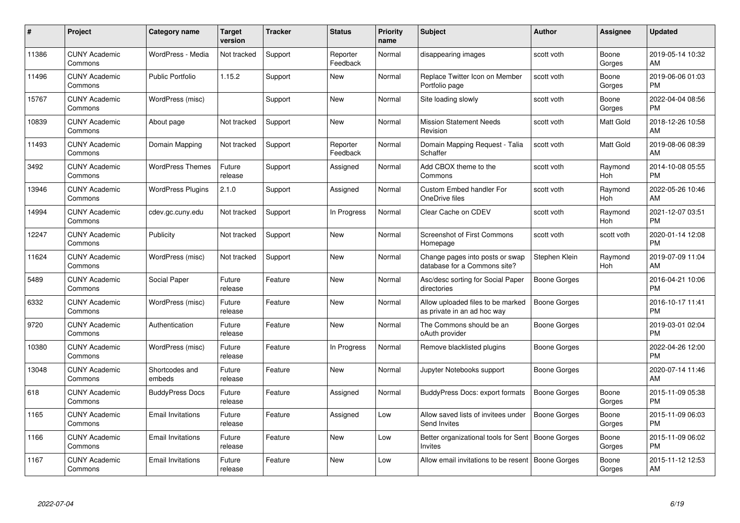| # | Project | Category name | Target version | Tracker | Status | Priority name | Subject | Author | Assignee | Updated |
|---|---|---|---|---|---|---|---|---|---|---|
| 11386 | CUNY Academic Commons | WordPress - Media | Not tracked | Support | Reporter Feedback | Normal | disappearing images | scott voth | Boone Gorges | 2019-05-14 10:32 AM |
| 11496 | CUNY Academic Commons | Public Portfolio | 1.15.2 | Support | New | Normal | Replace Twitter Icon on Member Portfolio page | scott voth | Boone Gorges | 2019-06-06 01:03 PM |
| 15767 | CUNY Academic Commons | WordPress (misc) | | Support | New | Normal | Site loading slowly | scott voth | Boone Gorges | 2022-04-04 08:56 PM |
| 10839 | CUNY Academic Commons | About page | Not tracked | Support | New | Normal | Mission Statement Needs Revision | scott voth | Matt Gold | 2018-12-26 10:58 AM |
| 11493 | CUNY Academic Commons | Domain Mapping | Not tracked | Support | Reporter Feedback | Normal | Domain Mapping Request - Talia Schaffer | scott voth | Matt Gold | 2019-08-06 08:39 AM |
| 3492 | CUNY Academic Commons | WordPress Themes | Future release | Support | Assigned | Normal | Add CBOX theme to the Commons | scott voth | Raymond Hoh | 2014-10-08 05:55 PM |
| 13946 | CUNY Academic Commons | WordPress Plugins | 2.1.0 | Support | Assigned | Normal | Custom Embed handler For OneDrive files | scott voth | Raymond Hoh | 2022-05-26 10:46 AM |
| 14994 | CUNY Academic Commons | cdev.gc.cuny.edu | Not tracked | Support | In Progress | Normal | Clear Cache on CDEV | scott voth | Raymond Hoh | 2021-12-07 03:51 PM |
| 12247 | CUNY Academic Commons | Publicity | Not tracked | Support | New | Normal | Screenshot of First Commons Homepage | scott voth | scott voth | 2020-01-14 12:08 PM |
| 11624 | CUNY Academic Commons | WordPress (misc) | Not tracked | Support | New | Normal | Change pages into posts or swap database for a Commons site? | Stephen Klein | Raymond Hoh | 2019-07-09 11:04 AM |
| 5489 | CUNY Academic Commons | Social Paper | Future release | Feature | New | Normal | Asc/desc sorting for Social Paper directories | Boone Gorges | | 2016-04-21 10:06 PM |
| 6332 | CUNY Academic Commons | WordPress (misc) | Future release | Feature | New | Normal | Allow uploaded files to be marked as private in an ad hoc way | Boone Gorges | | 2016-10-17 11:41 PM |
| 9720 | CUNY Academic Commons | Authentication | Future release | Feature | New | Normal | The Commons should be an oAuth provider | Boone Gorges | | 2019-03-01 02:04 PM |
| 10380 | CUNY Academic Commons | WordPress (misc) | Future release | Feature | In Progress | Normal | Remove blacklisted plugins | Boone Gorges | | 2022-04-26 12:00 PM |
| 13048 | CUNY Academic Commons | Shortcodes and embeds | Future release | Feature | New | Normal | Jupyter Notebooks support | Boone Gorges | | 2020-07-14 11:46 AM |
| 618 | CUNY Academic Commons | BuddyPress Docs | Future release | Feature | Assigned | Normal | BuddyPress Docs: export formats | Boone Gorges | Boone Gorges | 2015-11-09 05:38 PM |
| 1165 | CUNY Academic Commons | Email Invitations | Future release | Feature | Assigned | Low | Allow saved lists of invitees under Send Invites | Boone Gorges | Boone Gorges | 2015-11-09 06:03 PM |
| 1166 | CUNY Academic Commons | Email Invitations | Future release | Feature | New | Low | Better organizational tools for Sent Invites | Boone Gorges | Boone Gorges | 2015-11-09 06:02 PM |
| 1167 | CUNY Academic Commons | Email Invitations | Future release | Feature | New | Low | Allow email invitations to be resent | Boone Gorges | Boone Gorges | 2015-11-12 12:53 AM |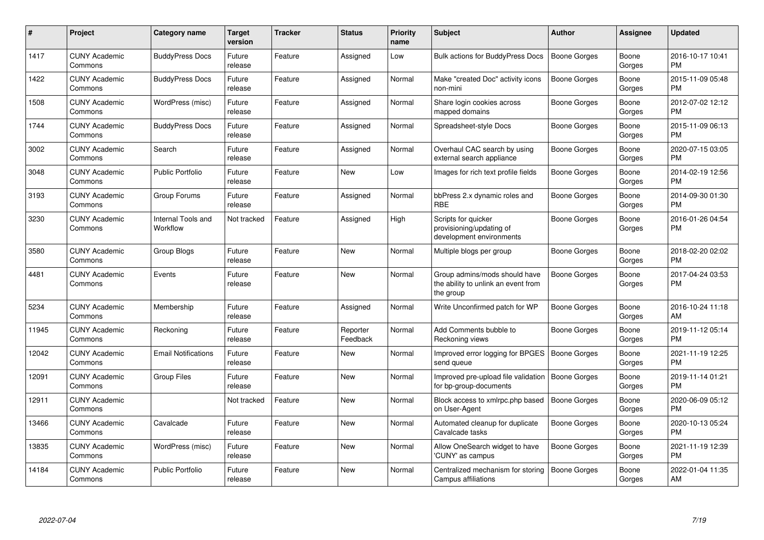| # | Project | Category name | Target version | Tracker | Status | Priority name | Subject | Author | Assignee | Updated |
|---|---|---|---|---|---|---|---|---|---|---|
| 1417 | CUNY Academic Commons | BuddyPress Docs | Future release | Feature | Assigned | Low | Bulk actions for BuddyPress Docs | Boone Gorges | Boone Gorges | 2016-10-17 10:41 PM |
| 1422 | CUNY Academic Commons | BuddyPress Docs | Future release | Feature | Assigned | Normal | Make "created Doc" activity icons non-mini | Boone Gorges | Boone Gorges | 2015-11-09 05:48 PM |
| 1508 | CUNY Academic Commons | WordPress (misc) | Future release | Feature | Assigned | Normal | Share login cookies across mapped domains | Boone Gorges | Boone Gorges | 2012-07-02 12:12 PM |
| 1744 | CUNY Academic Commons | BuddyPress Docs | Future release | Feature | Assigned | Normal | Spreadsheet-style Docs | Boone Gorges | Boone Gorges | 2015-11-09 06:13 PM |
| 3002 | CUNY Academic Commons | Search | Future release | Feature | Assigned | Normal | Overhaul CAC search by using external search appliance | Boone Gorges | Boone Gorges | 2020-07-15 03:05 PM |
| 3048 | CUNY Academic Commons | Public Portfolio | Future release | Feature | New | Low | Images for rich text profile fields | Boone Gorges | Boone Gorges | 2014-02-19 12:56 PM |
| 3193 | CUNY Academic Commons | Group Forums | Future release | Feature | Assigned | Normal | bbPress 2.x dynamic roles and RBE | Boone Gorges | Boone Gorges | 2014-09-30 01:30 PM |
| 3230 | CUNY Academic Commons | Internal Tools and Workflow | Not tracked | Feature | Assigned | High | Scripts for quicker provisioning/updating of development environments | Boone Gorges | Boone Gorges | 2016-01-26 04:54 PM |
| 3580 | CUNY Academic Commons | Group Blogs | Future release | Feature | New | Normal | Multiple blogs per group | Boone Gorges | Boone Gorges | 2018-02-20 02:02 PM |
| 4481 | CUNY Academic Commons | Events | Future release | Feature | New | Normal | Group admins/mods should have the ability to unlink an event from the group | Boone Gorges | Boone Gorges | 2017-04-24 03:53 PM |
| 5234 | CUNY Academic Commons | Membership | Future release | Feature | Assigned | Normal | Write Unconfirmed patch for WP | Boone Gorges | Boone Gorges | 2016-10-24 11:18 AM |
| 11945 | CUNY Academic Commons | Reckoning | Future release | Feature | Reporter Feedback | Normal | Add Comments bubble to Reckoning views | Boone Gorges | Boone Gorges | 2019-11-12 05:14 PM |
| 12042 | CUNY Academic Commons | Email Notifications | Future release | Feature | New | Normal | Improved error logging for BPGES send queue | Boone Gorges | Boone Gorges | 2021-11-19 12:25 PM |
| 12091 | CUNY Academic Commons | Group Files | Future release | Feature | New | Normal | Improved pre-upload file validation for bp-group-documents | Boone Gorges | Boone Gorges | 2019-11-14 01:21 PM |
| 12911 | CUNY Academic Commons | | Not tracked | Feature | New | Normal | Block access to xmlrpc.php based on User-Agent | Boone Gorges | Boone Gorges | 2020-06-09 05:12 PM |
| 13466 | CUNY Academic Commons | Cavalcade | Future release | Feature | New | Normal | Automated cleanup for duplicate Cavalcade tasks | Boone Gorges | Boone Gorges | 2020-10-13 05:24 PM |
| 13835 | CUNY Academic Commons | WordPress (misc) | Future release | Feature | New | Normal | Allow OneSearch widget to have 'CUNY' as campus | Boone Gorges | Boone Gorges | 2021-11-19 12:39 PM |
| 14184 | CUNY Academic Commons | Public Portfolio | Future release | Feature | New | Normal | Centralized mechanism for storing Campus affiliations | Boone Gorges | Boone Gorges | 2022-01-04 11:35 AM |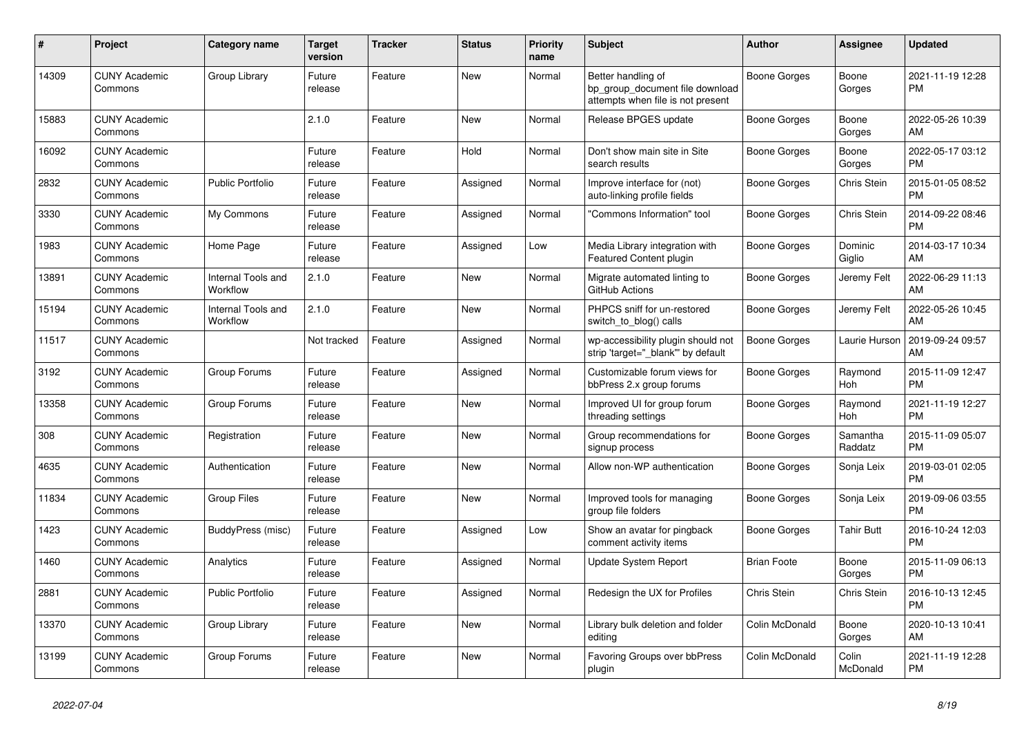| # | Project | Category name | Target version | Tracker | Status | Priority name | Subject | Author | Assignee | Updated |
|---|---|---|---|---|---|---|---|---|---|---|
| 14309 | CUNY Academic Commons | Group Library | Future release | Feature | New | Normal | Better handling of bp_group_document file download attempts when file is not present | Boone Gorges | Boone Gorges | 2021-11-19 12:28 PM |
| 15883 | CUNY Academic Commons | | 2.1.0 | Feature | New | Normal | Release BPGES update | Boone Gorges | Boone Gorges | 2022-05-26 10:39 AM |
| 16092 | CUNY Academic Commons | | Future release | Feature | Hold | Normal | Don't show main site in Site search results | Boone Gorges | Boone Gorges | 2022-05-17 03:12 PM |
| 2832 | CUNY Academic Commons | Public Portfolio | Future release | Feature | Assigned | Normal | Improve interface for (not) auto-linking profile fields | Boone Gorges | Chris Stein | 2015-01-05 08:52 PM |
| 3330 | CUNY Academic Commons | My Commons | Future release | Feature | Assigned | Normal | "Commons Information" tool | Boone Gorges | Chris Stein | 2014-09-22 08:46 PM |
| 1983 | CUNY Academic Commons | Home Page | Future release | Feature | Assigned | Low | Media Library integration with Featured Content plugin | Boone Gorges | Dominic Giglio | 2014-03-17 10:34 AM |
| 13891 | CUNY Academic Commons | Internal Tools and Workflow | 2.1.0 | Feature | New | Normal | Migrate automated linting to GitHub Actions | Boone Gorges | Jeremy Felt | 2022-06-29 11:13 AM |
| 15194 | CUNY Academic Commons | Internal Tools and Workflow | 2.1.0 | Feature | New | Normal | PHPCS sniff for un-restored switch_to_blog() calls | Boone Gorges | Jeremy Felt | 2022-05-26 10:45 AM |
| 11517 | CUNY Academic Commons | | Not tracked | Feature | Assigned | Normal | wp-accessibility plugin should not strip 'target="_blank"' by default | Boone Gorges | Laurie Hurson | 2019-09-24 09:57 AM |
| 3192 | CUNY Academic Commons | Group Forums | Future release | Feature | Assigned | Normal | Customizable forum views for bbPress 2.x group forums | Boone Gorges | Raymond Hoh | 2015-11-09 12:47 PM |
| 13358 | CUNY Academic Commons | Group Forums | Future release | Feature | New | Normal | Improved UI for group forum threading settings | Boone Gorges | Raymond Hoh | 2021-11-19 12:27 PM |
| 308 | CUNY Academic Commons | Registration | Future release | Feature | New | Normal | Group recommendations for signup process | Boone Gorges | Samantha Raddatz | 2015-11-09 05:07 PM |
| 4635 | CUNY Academic Commons | Authentication | Future release | Feature | New | Normal | Allow non-WP authentication | Boone Gorges | Sonja Leix | 2019-03-01 02:05 PM |
| 11834 | CUNY Academic Commons | Group Files | Future release | Feature | New | Normal | Improved tools for managing group file folders | Boone Gorges | Sonja Leix | 2019-09-06 03:55 PM |
| 1423 | CUNY Academic Commons | BuddyPress (misc) | Future release | Feature | Assigned | Low | Show an avatar for pingback comment activity items | Boone Gorges | Tahir Butt | 2016-10-24 12:03 PM |
| 1460 | CUNY Academic Commons | Analytics | Future release | Feature | Assigned | Normal | Update System Report | Brian Foote | Boone Gorges | 2015-11-09 06:13 PM |
| 2881 | CUNY Academic Commons | Public Portfolio | Future release | Feature | Assigned | Normal | Redesign the UX for Profiles | Chris Stein | Chris Stein | 2016-10-13 12:45 PM |
| 13370 | CUNY Academic Commons | Group Library | Future release | Feature | New | Normal | Library bulk deletion and folder editing | Colin McDonald | Boone Gorges | 2020-10-13 10:41 AM |
| 13199 | CUNY Academic Commons | Group Forums | Future release | Feature | New | Normal | Favoring Groups over bbPress plugin | Colin McDonald | Colin McDonald | 2021-11-19 12:28 PM |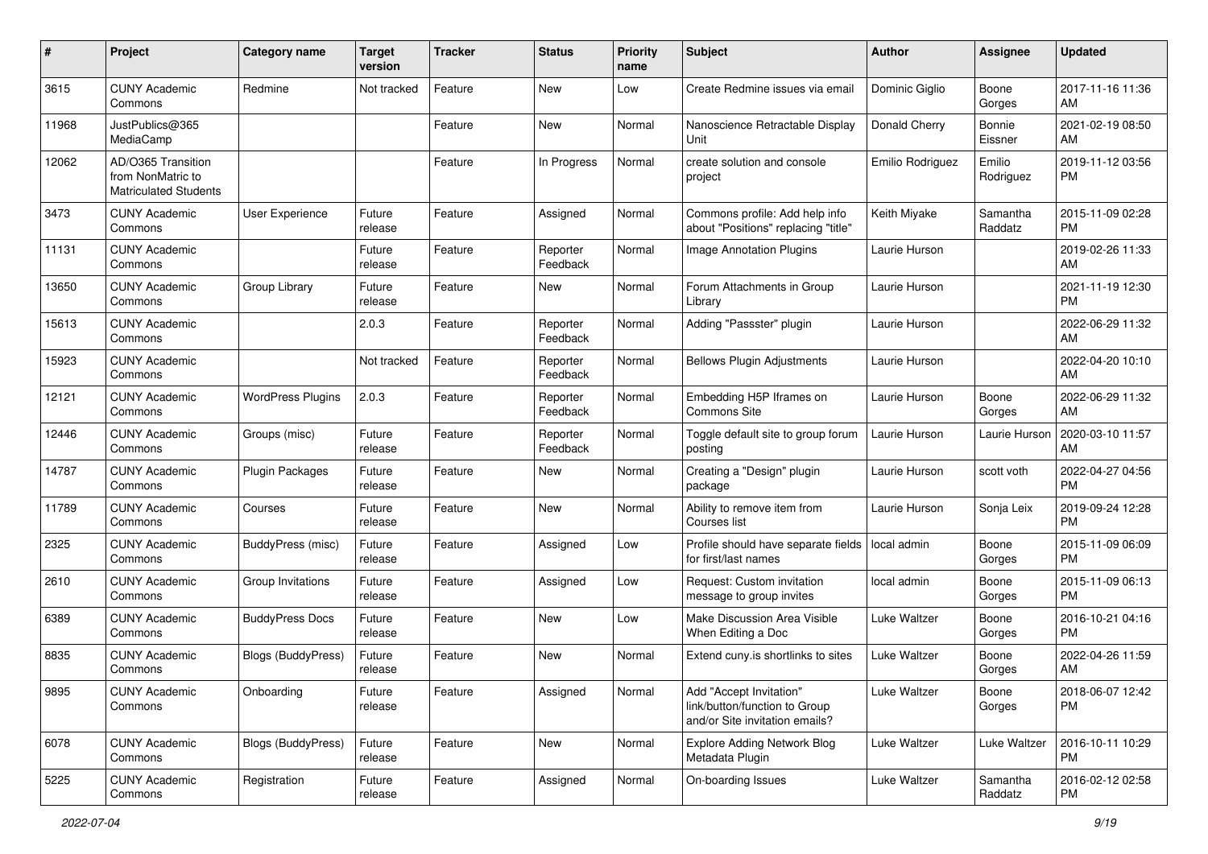| # | Project | Category name | Target version | Tracker | Status | Priority name | Subject | Author | Assignee | Updated |
|---|---|---|---|---|---|---|---|---|---|---|
| 3615 | CUNY Academic Commons | Redmine | Not tracked | Feature | New | Low | Create Redmine issues via email | Dominic Giglio | Boone Gorges | 2017-11-16 11:36 AM |
| 11968 | JustPublics@365 MediaCamp | | | Feature | New | Normal | Nanoscience Retractable Display Unit | Donald Cherry | Bonnie Eissner | 2021-02-19 08:50 AM |
| 12062 | AD/O365 Transition from NonMatric to Matriculated Students | | | Feature | In Progress | Normal | create solution and console project | Emilio Rodriguez | Emilio Rodriguez | 2019-11-12 03:56 PM |
| 3473 | CUNY Academic Commons | User Experience | Future release | Feature | Assigned | Normal | Commons profile: Add help info about "Positions" replacing "title" | Keith Miyake | Samantha Raddatz | 2015-11-09 02:28 PM |
| 11131 | CUNY Academic Commons | | Future release | Feature | Reporter Feedback | Normal | Image Annotation Plugins | Laurie Hurson | | 2019-02-26 11:33 AM |
| 13650 | CUNY Academic Commons | Group Library | Future release | Feature | New | Normal | Forum Attachments in Group Library | Laurie Hurson | | 2021-11-19 12:30 PM |
| 15613 | CUNY Academic Commons | | 2.0.3 | Feature | Reporter Feedback | Normal | Adding "Passster" plugin | Laurie Hurson | | 2022-06-29 11:32 AM |
| 15923 | CUNY Academic Commons | | Not tracked | Feature | Reporter Feedback | Normal | Bellows Plugin Adjustments | Laurie Hurson | | 2022-04-20 10:10 AM |
| 12121 | CUNY Academic Commons | WordPress Plugins | 2.0.3 | Feature | Reporter Feedback | Normal | Embedding H5P Iframes on Commons Site | Laurie Hurson | Boone Gorges | 2022-06-29 11:32 AM |
| 12446 | CUNY Academic Commons | Groups (misc) | Future release | Feature | Reporter Feedback | Normal | Toggle default site to group forum posting | Laurie Hurson | Laurie Hurson | 2020-03-10 11:57 AM |
| 14787 | CUNY Academic Commons | Plugin Packages | Future release | Feature | New | Normal | Creating a "Design" plugin package | Laurie Hurson | scott voth | 2022-04-27 04:56 PM |
| 11789 | CUNY Academic Commons | Courses | Future release | Feature | New | Normal | Ability to remove item from Courses list | Laurie Hurson | Sonja Leix | 2019-09-24 12:28 PM |
| 2325 | CUNY Academic Commons | BuddyPress (misc) | Future release | Feature | Assigned | Low | Profile should have separate fields for first/last names | local admin | Boone Gorges | 2015-11-09 06:09 PM |
| 2610 | CUNY Academic Commons | Group Invitations | Future release | Feature | Assigned | Low | Request: Custom invitation message to group invites | local admin | Boone Gorges | 2015-11-09 06:13 PM |
| 6389 | CUNY Academic Commons | BuddyPress Docs | Future release | Feature | New | Low | Make Discussion Area Visible When Editing a Doc | Luke Waltzer | Boone Gorges | 2016-10-21 04:16 PM |
| 8835 | CUNY Academic Commons | Blogs (BuddyPress) | Future release | Feature | New | Normal | Extend cuny.is shortlinks to sites | Luke Waltzer | Boone Gorges | 2022-04-26 11:59 AM |
| 9895 | CUNY Academic Commons | Onboarding | Future release | Feature | Assigned | Normal | Add "Accept Invitation" link/button/function to Group and/or Site invitation emails? | Luke Waltzer | Boone Gorges | 2018-06-07 12:42 PM |
| 6078 | CUNY Academic Commons | Blogs (BuddyPress) | Future release | Feature | New | Normal | Explore Adding Network Blog Metadata Plugin | Luke Waltzer | Luke Waltzer | 2016-10-11 10:29 PM |
| 5225 | CUNY Academic Commons | Registration | Future release | Feature | Assigned | Normal | On-boarding Issues | Luke Waltzer | Samantha Raddatz | 2016-02-12 02:58 PM |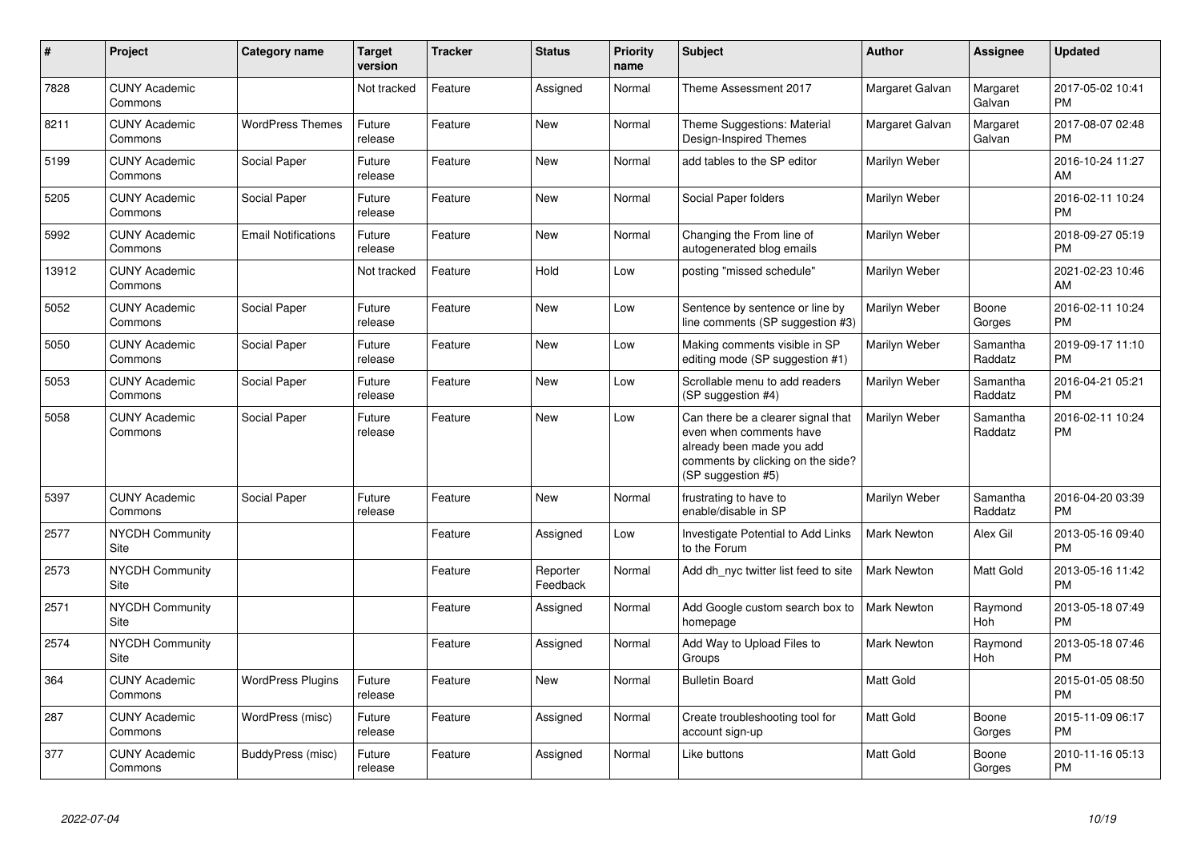| # | Project | Category name | Target version | Tracker | Status | Priority name | Subject | Author | Assignee | Updated |
|---|---|---|---|---|---|---|---|---|---|---|
| 7828 | CUNY Academic Commons | | Not tracked | Feature | Assigned | Normal | Theme Assessment 2017 | Margaret Galvan | Margaret Galvan | 2017-05-02 10:41 PM |
| 8211 | CUNY Academic Commons | WordPress Themes | Future release | Feature | New | Normal | Theme Suggestions: Material Design-Inspired Themes | Margaret Galvan | Margaret Galvan | 2017-08-07 02:48 PM |
| 5199 | CUNY Academic Commons | Social Paper | Future release | Feature | New | Normal | add tables to the SP editor | Marilyn Weber | | 2016-10-24 11:27 AM |
| 5205 | CUNY Academic Commons | Social Paper | Future release | Feature | New | Normal | Social Paper folders | Marilyn Weber | | 2016-02-11 10:24 PM |
| 5992 | CUNY Academic Commons | Email Notifications | Future release | Feature | New | Normal | Changing the From line of autogenerated blog emails | Marilyn Weber | | 2018-09-27 05:19 PM |
| 13912 | CUNY Academic Commons | | Not tracked | Feature | Hold | Low | posting "missed schedule" | Marilyn Weber | | 2021-02-23 10:46 AM |
| 5052 | CUNY Academic Commons | Social Paper | Future release | Feature | New | Low | Sentence by sentence or line by line comments (SP suggestion #3) | Marilyn Weber | Boone Gorges | 2016-02-11 10:24 PM |
| 5050 | CUNY Academic Commons | Social Paper | Future release | Feature | New | Low | Making comments visible in SP editing mode (SP suggestion #1) | Marilyn Weber | Samantha Raddatz | 2019-09-17 11:10 PM |
| 5053 | CUNY Academic Commons | Social Paper | Future release | Feature | New | Low | Scrollable menu to add readers (SP suggestion #4) | Marilyn Weber | Samantha Raddatz | 2016-04-21 05:21 PM |
| 5058 | CUNY Academic Commons | Social Paper | Future release | Feature | New | Low | Can there be a clearer signal that even when comments have already been made you add comments by clicking on the side? (SP suggestion #5) | Marilyn Weber | Samantha Raddatz | 2016-02-11 10:24 PM |
| 5397 | CUNY Academic Commons | Social Paper | Future release | Feature | New | Normal | frustrating to have to enable/disable in SP | Marilyn Weber | Samantha Raddatz | 2016-04-20 03:39 PM |
| 2577 | NYCDH Community Site | | | Feature | Assigned | Low | Investigate Potential to Add Links to the Forum | Mark Newton | Alex Gil | 2013-05-16 09:40 PM |
| 2573 | NYCDH Community Site | | | Feature | Reporter Feedback | Normal | Add dh_nyc twitter list feed to site | Mark Newton | Matt Gold | 2013-05-16 11:42 PM |
| 2571 | NYCDH Community Site | | | Feature | Assigned | Normal | Add Google custom search box to homepage | Mark Newton | Raymond Hoh | 2013-05-18 07:49 PM |
| 2574 | NYCDH Community Site | | | Feature | Assigned | Normal | Add Way to Upload Files to Groups | Mark Newton | Raymond Hoh | 2013-05-18 07:46 PM |
| 364 | CUNY Academic Commons | WordPress Plugins | Future release | Feature | New | Normal | Bulletin Board | Matt Gold | | 2015-01-05 08:50 PM |
| 287 | CUNY Academic Commons | WordPress (misc) | Future release | Feature | Assigned | Normal | Create troubleshooting tool for account sign-up | Matt Gold | Boone Gorges | 2015-11-09 06:17 PM |
| 377 | CUNY Academic Commons | BuddyPress (misc) | Future release | Feature | Assigned | Normal | Like buttons | Matt Gold | Boone Gorges | 2010-11-16 05:13 PM |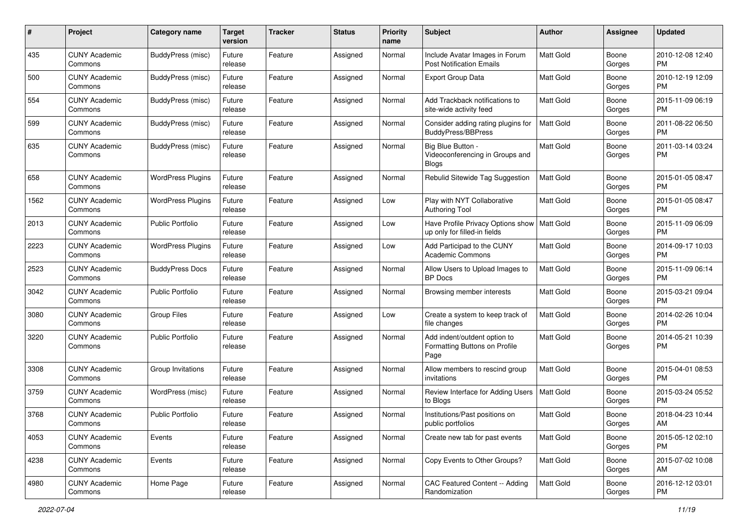| # | Project | Category name | Target version | Tracker | Status | Priority name | Subject | Author | Assignee | Updated |
|---|---|---|---|---|---|---|---|---|---|---|
| 435 | CUNY Academic Commons | BuddyPress (misc) | Future release | Feature | Assigned | Normal | Include Avatar Images in Forum Post Notification Emails | Matt Gold | Boone Gorges | 2010-12-08 12:40 PM |
| 500 | CUNY Academic Commons | BuddyPress (misc) | Future release | Feature | Assigned | Normal | Export Group Data | Matt Gold | Boone Gorges | 2010-12-19 12:09 PM |
| 554 | CUNY Academic Commons | BuddyPress (misc) | Future release | Feature | Assigned | Normal | Add Trackback notifications to site-wide activity feed | Matt Gold | Boone Gorges | 2015-11-09 06:19 PM |
| 599 | CUNY Academic Commons | BuddyPress (misc) | Future release | Feature | Assigned | Normal | Consider adding rating plugins for BuddyPress/BBPress | Matt Gold | Boone Gorges | 2011-08-22 06:50 PM |
| 635 | CUNY Academic Commons | BuddyPress (misc) | Future release | Feature | Assigned | Normal | Big Blue Button - Videoconferencing in Groups and Blogs | Matt Gold | Boone Gorges | 2011-03-14 03:24 PM |
| 658 | CUNY Academic Commons | WordPress Plugins | Future release | Feature | Assigned | Normal | Rebulid Sitewide Tag Suggestion | Matt Gold | Boone Gorges | 2015-01-05 08:47 PM |
| 1562 | CUNY Academic Commons | WordPress Plugins | Future release | Feature | Assigned | Low | Play with NYT Collaborative Authoring Tool | Matt Gold | Boone Gorges | 2015-01-05 08:47 PM |
| 2013 | CUNY Academic Commons | Public Portfolio | Future release | Feature | Assigned | Low | Have Profile Privacy Options show up only for filled-in fields | Matt Gold | Boone Gorges | 2015-11-09 06:09 PM |
| 2223 | CUNY Academic Commons | WordPress Plugins | Future release | Feature | Assigned | Low | Add Participad to the CUNY Academic Commons | Matt Gold | Boone Gorges | 2014-09-17 10:03 PM |
| 2523 | CUNY Academic Commons | BuddyPress Docs | Future release | Feature | Assigned | Normal | Allow Users to Upload Images to BP Docs | Matt Gold | Boone Gorges | 2015-11-09 06:14 PM |
| 3042 | CUNY Academic Commons | Public Portfolio | Future release | Feature | Assigned | Normal | Browsing member interests | Matt Gold | Boone Gorges | 2015-03-21 09:04 PM |
| 3080 | CUNY Academic Commons | Group Files | Future release | Feature | Assigned | Low | Create a system to keep track of file changes | Matt Gold | Boone Gorges | 2014-02-26 10:04 PM |
| 3220 | CUNY Academic Commons | Public Portfolio | Future release | Feature | Assigned | Normal | Add indent/outdent option to Formatting Buttons on Profile Page | Matt Gold | Boone Gorges | 2014-05-21 10:39 PM |
| 3308 | CUNY Academic Commons | Group Invitations | Future release | Feature | Assigned | Normal | Allow members to rescind group invitations | Matt Gold | Boone Gorges | 2015-04-01 08:53 PM |
| 3759 | CUNY Academic Commons | WordPress (misc) | Future release | Feature | Assigned | Normal | Review Interface for Adding Users to Blogs | Matt Gold | Boone Gorges | 2015-03-24 05:52 PM |
| 3768 | CUNY Academic Commons | Public Portfolio | Future release | Feature | Assigned | Normal | Institutions/Past positions on public portfolios | Matt Gold | Boone Gorges | 2018-04-23 10:44 AM |
| 4053 | CUNY Academic Commons | Events | Future release | Feature | Assigned | Normal | Create new tab for past events | Matt Gold | Boone Gorges | 2015-05-12 02:10 PM |
| 4238 | CUNY Academic Commons | Events | Future release | Feature | Assigned | Normal | Copy Events to Other Groups? | Matt Gold | Boone Gorges | 2015-07-02 10:08 AM |
| 4980 | CUNY Academic Commons | Home Page | Future release | Feature | Assigned | Normal | CAC Featured Content -- Adding Randomization | Matt Gold | Boone Gorges | 2016-12-12 03:01 PM |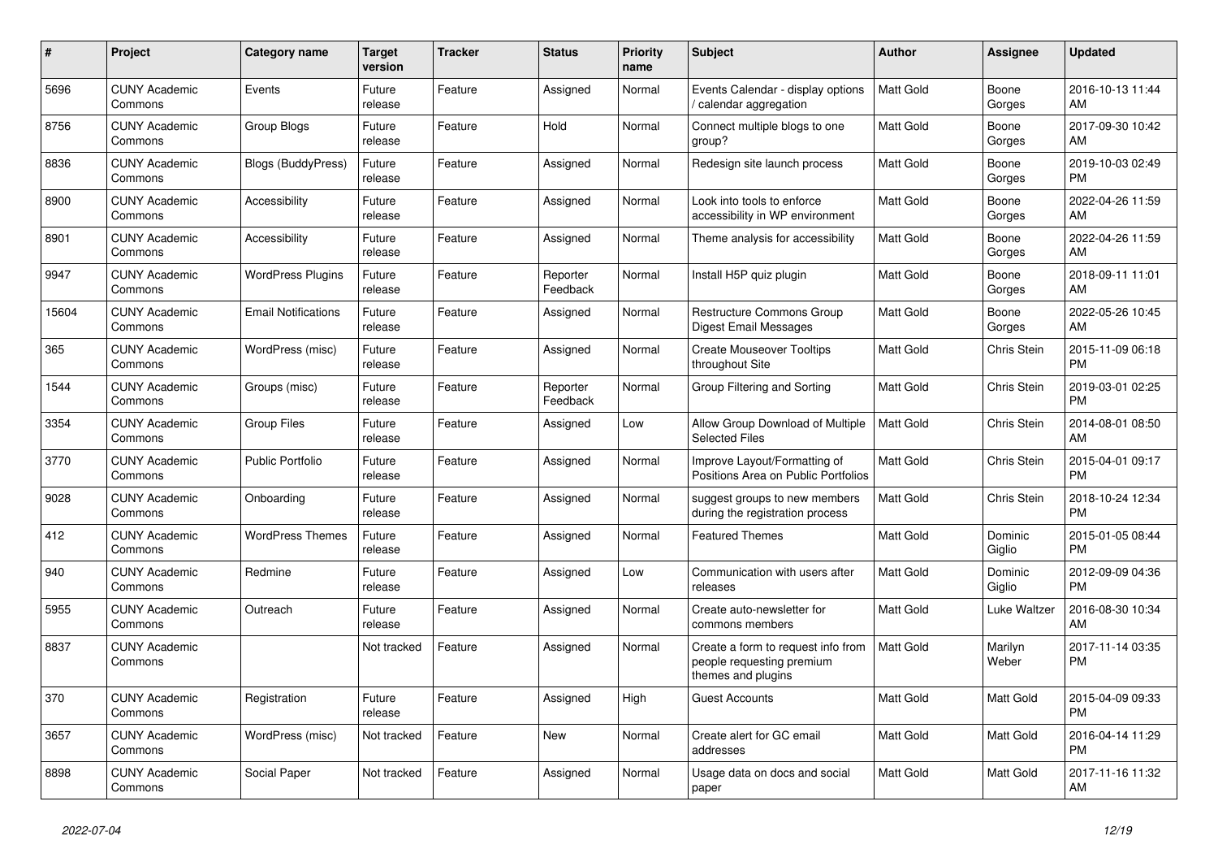| # | Project | Category name | Target version | Tracker | Status | Priority name | Subject | Author | Assignee | Updated |
|---|---|---|---|---|---|---|---|---|---|---|
| 5696 | CUNY Academic Commons | Events | Future release | Feature | Assigned | Normal | Events Calendar - display options / calendar aggregation | Matt Gold | Boone Gorges | 2016-10-13 11:44 AM |
| 8756 | CUNY Academic Commons | Group Blogs | Future release | Feature | Hold | Normal | Connect multiple blogs to one group? | Matt Gold | Boone Gorges | 2017-09-30 10:42 AM |
| 8836 | CUNY Academic Commons | Blogs (BuddyPress) | Future release | Feature | Assigned | Normal | Redesign site launch process | Matt Gold | Boone Gorges | 2019-10-03 02:49 PM |
| 8900 | CUNY Academic Commons | Accessibility | Future release | Feature | Assigned | Normal | Look into tools to enforce accessibility in WP environment | Matt Gold | Boone Gorges | 2022-04-26 11:59 AM |
| 8901 | CUNY Academic Commons | Accessibility | Future release | Feature | Assigned | Normal | Theme analysis for accessibility | Matt Gold | Boone Gorges | 2022-04-26 11:59 AM |
| 9947 | CUNY Academic Commons | WordPress Plugins | Future release | Feature | Reporter Feedback | Normal | Install H5P quiz plugin | Matt Gold | Boone Gorges | 2018-09-11 11:01 AM |
| 15604 | CUNY Academic Commons | Email Notifications | Future release | Feature | Assigned | Normal | Restructure Commons Group Digest Email Messages | Matt Gold | Boone Gorges | 2022-05-26 10:45 AM |
| 365 | CUNY Academic Commons | WordPress (misc) | Future release | Feature | Assigned | Normal | Create Mouseover Tooltips throughout Site | Matt Gold | Chris Stein | 2015-11-09 06:18 PM |
| 1544 | CUNY Academic Commons | Groups (misc) | Future release | Feature | Reporter Feedback | Normal | Group Filtering and Sorting | Matt Gold | Chris Stein | 2019-03-01 02:25 PM |
| 3354 | CUNY Academic Commons | Group Files | Future release | Feature | Assigned | Low | Allow Group Download of Multiple Selected Files | Matt Gold | Chris Stein | 2014-08-01 08:50 AM |
| 3770 | CUNY Academic Commons | Public Portfolio | Future release | Feature | Assigned | Normal | Improve Layout/Formatting of Positions Area on Public Portfolios | Matt Gold | Chris Stein | 2015-04-01 09:17 PM |
| 9028 | CUNY Academic Commons | Onboarding | Future release | Feature | Assigned | Normal | suggest groups to new members during the registration process | Matt Gold | Chris Stein | 2018-10-24 12:34 PM |
| 412 | CUNY Academic Commons | WordPress Themes | Future release | Feature | Assigned | Normal | Featured Themes | Matt Gold | Dominic Giglio | 2015-01-05 08:44 PM |
| 940 | CUNY Academic Commons | Redmine | Future release | Feature | Assigned | Low | Communication with users after releases | Matt Gold | Dominic Giglio | 2012-09-09 04:36 PM |
| 5955 | CUNY Academic Commons | Outreach | Future release | Feature | Assigned | Normal | Create auto-newsletter for commons members | Matt Gold | Luke Waltzer | 2016-08-30 10:34 AM |
| 8837 | CUNY Academic Commons | | Not tracked | Feature | Assigned | Normal | Create a form to request info from people requesting premium themes and plugins | Matt Gold | Marilyn Weber | 2017-11-14 03:35 PM |
| 370 | CUNY Academic Commons | Registration | Future release | Feature | Assigned | High | Guest Accounts | Matt Gold | Matt Gold | 2015-04-09 09:33 PM |
| 3657 | CUNY Academic Commons | WordPress (misc) | Not tracked | Feature | New | Normal | Create alert for GC email addresses | Matt Gold | Matt Gold | 2016-04-14 11:29 PM |
| 8898 | CUNY Academic Commons | Social Paper | Not tracked | Feature | Assigned | Normal | Usage data on docs and social paper | Matt Gold | Matt Gold | 2017-11-16 11:32 AM |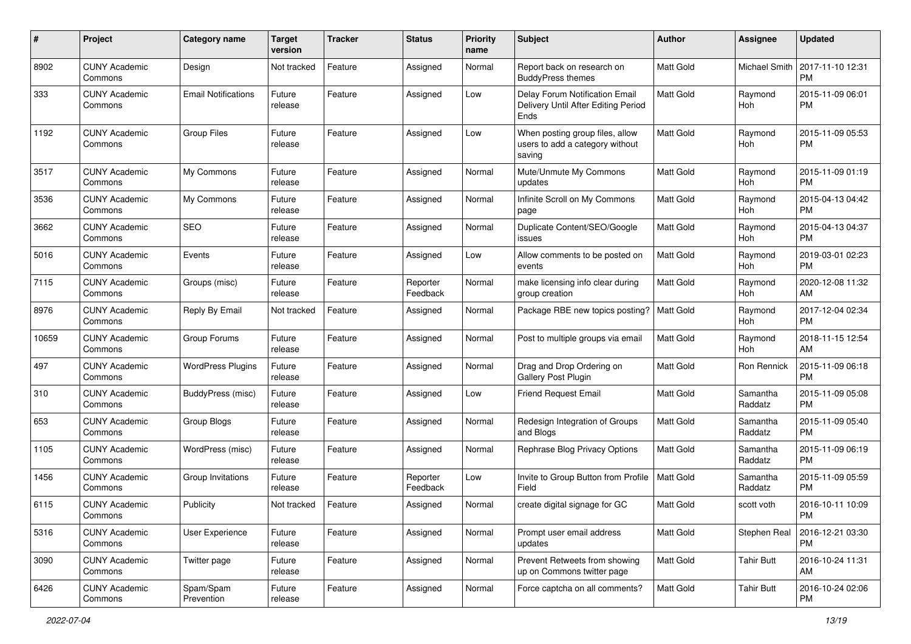| # | Project | Category name | Target version | Tracker | Status | Priority name | Subject | Author | Assignee | Updated |
|---|---|---|---|---|---|---|---|---|---|---|
| 8902 | CUNY Academic Commons | Design | Not tracked | Feature | Assigned | Normal | Report back on research on BuddyPress themes | Matt Gold | Michael Smith | 2017-11-10 12:31 PM |
| 333 | CUNY Academic Commons | Email Notifications | Future release | Feature | Assigned | Low | Delay Forum Notification Email Delivery Until After Editing Period Ends | Matt Gold | Raymond Hoh | 2015-11-09 06:01 PM |
| 1192 | CUNY Academic Commons | Group Files | Future release | Feature | Assigned | Low | When posting group files, allow users to add a category without saving | Matt Gold | Raymond Hoh | 2015-11-09 05:53 PM |
| 3517 | CUNY Academic Commons | My Commons | Future release | Feature | Assigned | Normal | Mute/Unmute My Commons updates | Matt Gold | Raymond Hoh | 2015-11-09 01:19 PM |
| 3536 | CUNY Academic Commons | My Commons | Future release | Feature | Assigned | Normal | Infinite Scroll on My Commons page | Matt Gold | Raymond Hoh | 2015-04-13 04:42 PM |
| 3662 | CUNY Academic Commons | SEO | Future release | Feature | Assigned | Normal | Duplicate Content/SEO/Google issues | Matt Gold | Raymond Hoh | 2015-04-13 04:37 PM |
| 5016 | CUNY Academic Commons | Events | Future release | Feature | Assigned | Low | Allow comments to be posted on events | Matt Gold | Raymond Hoh | 2019-03-01 02:23 PM |
| 7115 | CUNY Academic Commons | Groups (misc) | Future release | Feature | Reporter Feedback | Normal | make licensing info clear during group creation | Matt Gold | Raymond Hoh | 2020-12-08 11:32 AM |
| 8976 | CUNY Academic Commons | Reply By Email | Not tracked | Feature | Assigned | Normal | Package RBE new topics posting? | Matt Gold | Raymond Hoh | 2017-12-04 02:34 PM |
| 10659 | CUNY Academic Commons | Group Forums | Future release | Feature | Assigned | Normal | Post to multiple groups via email | Matt Gold | Raymond Hoh | 2018-11-15 12:54 AM |
| 497 | CUNY Academic Commons | WordPress Plugins | Future release | Feature | Assigned | Normal | Drag and Drop Ordering on Gallery Post Plugin | Matt Gold | Ron Rennick | 2015-11-09 06:18 PM |
| 310 | CUNY Academic Commons | BuddyPress (misc) | Future release | Feature | Assigned | Low | Friend Request Email | Matt Gold | Samantha Raddatz | 2015-11-09 05:08 PM |
| 653 | CUNY Academic Commons | Group Blogs | Future release | Feature | Assigned | Normal | Redesign Integration of Groups and Blogs | Matt Gold | Samantha Raddatz | 2015-11-09 05:40 PM |
| 1105 | CUNY Academic Commons | WordPress (misc) | Future release | Feature | Assigned | Normal | Rephrase Blog Privacy Options | Matt Gold | Samantha Raddatz | 2015-11-09 06:19 PM |
| 1456 | CUNY Academic Commons | Group Invitations | Future release | Feature | Reporter Feedback | Low | Invite to Group Button from Profile Field | Matt Gold | Samantha Raddatz | 2015-11-09 05:59 PM |
| 6115 | CUNY Academic Commons | Publicity | Not tracked | Feature | Assigned | Normal | create digital signage for GC | Matt Gold | scott voth | 2016-10-11 10:09 PM |
| 5316 | CUNY Academic Commons | User Experience | Future release | Feature | Assigned | Normal | Prompt user email address updates | Matt Gold | Stephen Real | 2016-12-21 03:30 PM |
| 3090 | CUNY Academic Commons | Twitter page | Future release | Feature | Assigned | Normal | Prevent Retweets from showing up on Commons twitter page | Matt Gold | Tahir Butt | 2016-10-24 11:31 AM |
| 6426 | CUNY Academic Commons | Spam/Spam Prevention | Future release | Feature | Assigned | Normal | Force captcha on all comments? | Matt Gold | Tahir Butt | 2016-10-24 02:06 PM |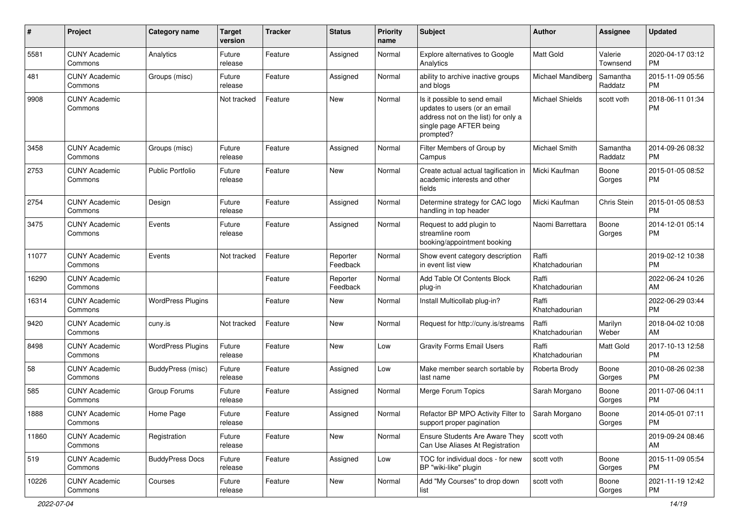| # | Project | Category name | Target version | Tracker | Status | Priority name | Subject | Author | Assignee | Updated |
|---|---|---|---|---|---|---|---|---|---|---|
| 5581 | CUNY Academic Commons | Analytics | Future release | Feature | Assigned | Normal | Explore alternatives to Google Analytics | Matt Gold | Valerie Townsend | 2020-04-17 03:12 PM |
| 481 | CUNY Academic Commons | Groups (misc) | Future release | Feature | Assigned | Normal | ability to archive inactive groups and blogs | Michael Mandiberg | Samantha Raddatz | 2015-11-09 05:56 PM |
| 9908 | CUNY Academic Commons | | Not tracked | Feature | New | Normal | Is it possible to send email updates to users (or an email address not on the list) for only a single page AFTER being prompted? | Michael Shields | scott voth | 2018-06-11 01:34 PM |
| 3458 | CUNY Academic Commons | Groups (misc) | Future release | Feature | Assigned | Normal | Filter Members of Group by Campus | Michael Smith | Samantha Raddatz | 2014-09-26 08:32 PM |
| 2753 | CUNY Academic Commons | Public Portfolio | Future release | Feature | New | Normal | Create actual actual tagification in academic interests and other fields | Micki Kaufman | Boone Gorges | 2015-01-05 08:52 PM |
| 2754 | CUNY Academic Commons | Design | Future release | Feature | Assigned | Normal | Determine strategy for CAC logo handling in top header | Micki Kaufman | Chris Stein | 2015-01-05 08:53 PM |
| 3475 | CUNY Academic Commons | Events | Future release | Feature | Assigned | Normal | Request to add plugin to streamline room booking/appointment booking | Naomi Barrettara | Boone Gorges | 2014-12-01 05:14 PM |
| 11077 | CUNY Academic Commons | Events | Not tracked | Feature | Reporter Feedback | Normal | Show event category description in event list view | Raffi Khatchadourian | | 2019-02-12 10:38 PM |
| 16290 | CUNY Academic Commons | | | Feature | Reporter Feedback | Normal | Add Table Of Contents Block plug-in | Raffi Khatchadourian | | 2022-06-24 10:26 AM |
| 16314 | CUNY Academic Commons | WordPress Plugins | | Feature | New | Normal | Install Multicollab plug-in? | Raffi Khatchadourian | | 2022-06-29 03:44 PM |
| 9420 | CUNY Academic Commons | cuny.is | Not tracked | Feature | New | Normal | Request for http://cuny.is/streams | Raffi Khatchadourian | Marilyn Weber | 2018-04-02 10:08 AM |
| 8498 | CUNY Academic Commons | WordPress Plugins | Future release | Feature | New | Low | Gravity Forms Email Users | Raffi Khatchadourian | Matt Gold | 2017-10-13 12:58 PM |
| 58 | CUNY Academic Commons | BuddyPress (misc) | Future release | Feature | Assigned | Low | Make member search sortable by last name | Roberta Brody | Boone Gorges | 2010-08-26 02:38 PM |
| 585 | CUNY Academic Commons | Group Forums | Future release | Feature | Assigned | Normal | Merge Forum Topics | Sarah Morgano | Boone Gorges | 2011-07-06 04:11 PM |
| 1888 | CUNY Academic Commons | Home Page | Future release | Feature | Assigned | Normal | Refactor BP MPO Activity Filter to support proper pagination | Sarah Morgano | Boone Gorges | 2014-05-01 07:11 PM |
| 11860 | CUNY Academic Commons | Registration | Future release | Feature | New | Normal | Ensure Students Are Aware They Can Use Aliases At Registration | scott voth | | 2019-09-24 08:46 AM |
| 519 | CUNY Academic Commons | BuddyPress Docs | Future release | Feature | Assigned | Low | TOC for individual docs - for new BP "wiki-like" plugin | scott voth | Boone Gorges | 2015-11-09 05:54 PM |
| 10226 | CUNY Academic Commons | Courses | Future release | Feature | New | Normal | Add "My Courses" to drop down list | scott voth | Boone Gorges | 2021-11-19 12:42 PM |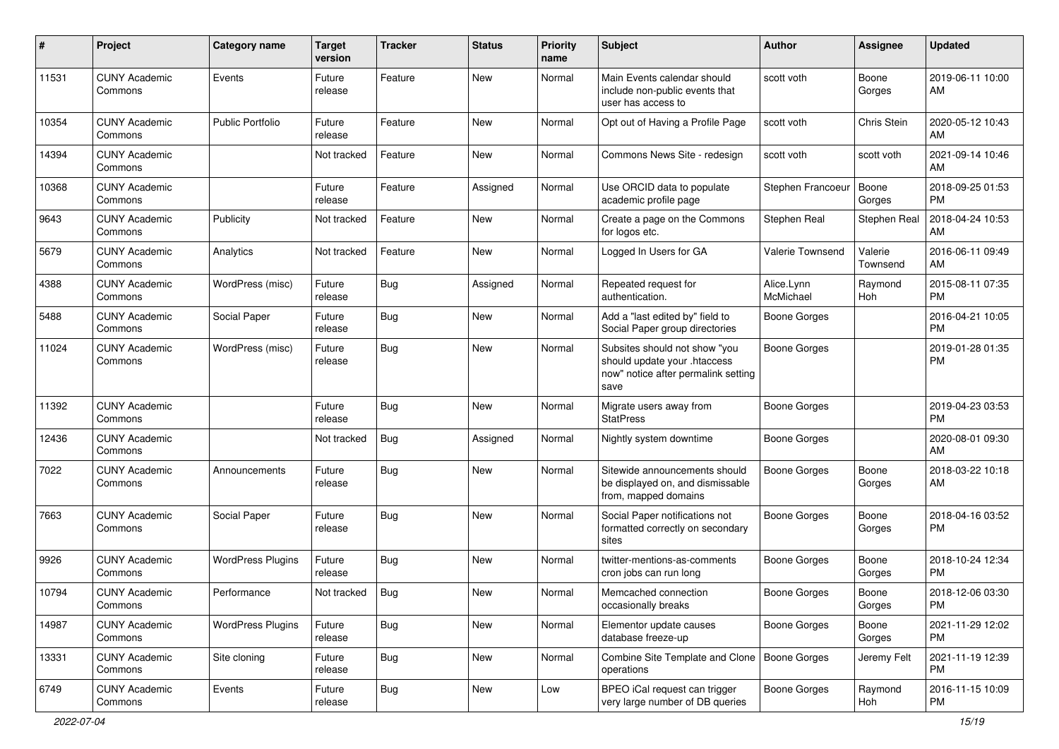| # | Project | Category name | Target version | Tracker | Status | Priority name | Subject | Author | Assignee | Updated |
|---|---|---|---|---|---|---|---|---|---|---|
| 11531 | CUNY Academic Commons | Events | Future release | Feature | New | Normal | Main Events calendar should include non-public events that user has access to | scott voth | Boone Gorges | 2019-06-11 10:00 AM |
| 10354 | CUNY Academic Commons | Public Portfolio | Future release | Feature | New | Normal | Opt out of Having a Profile Page | scott voth | Chris Stein | 2020-05-12 10:43 AM |
| 14394 | CUNY Academic Commons | | Not tracked | Feature | New | Normal | Commons News Site - redesign | scott voth | scott voth | 2021-09-14 10:46 AM |
| 10368 | CUNY Academic Commons | | Future release | Feature | Assigned | Normal | Use ORCID data to populate academic profile page | Stephen Francoeur | Boone Gorges | 2018-09-25 01:53 PM |
| 9643 | CUNY Academic Commons | Publicity | Not tracked | Feature | New | Normal | Create a page on the Commons for logos etc. | Stephen Real | Stephen Real | 2018-04-24 10:53 AM |
| 5679 | CUNY Academic Commons | Analytics | Not tracked | Feature | New | Normal | Logged In Users for GA | Valerie Townsend | Valerie Townsend | 2016-06-11 09:49 AM |
| 4388 | CUNY Academic Commons | WordPress (misc) | Future release | Bug | Assigned | Normal | Repeated request for authentication. | Alice.Lynn McMichael | Raymond Hoh | 2015-08-11 07:35 PM |
| 5488 | CUNY Academic Commons | Social Paper | Future release | Bug | New | Normal | Add a "last edited by" field to Social Paper group directories | Boone Gorges | | 2016-04-21 10:05 PM |
| 11024 | CUNY Academic Commons | WordPress (misc) | Future release | Bug | New | Normal | Subsites should not show "you should update your .htaccess now" notice after permalink setting save | Boone Gorges | | 2019-01-28 01:35 PM |
| 11392 | CUNY Academic Commons | | Future release | Bug | New | Normal | Migrate users away from StatPress | Boone Gorges | | 2019-04-23 03:53 PM |
| 12436 | CUNY Academic Commons | | Not tracked | Bug | Assigned | Normal | Nightly system downtime | Boone Gorges | | 2020-08-01 09:30 AM |
| 7022 | CUNY Academic Commons | Announcements | Future release | Bug | New | Normal | Sitewide announcements should be displayed on, and dismissable from, mapped domains | Boone Gorges | Boone Gorges | 2018-03-22 10:18 AM |
| 7663 | CUNY Academic Commons | Social Paper | Future release | Bug | New | Normal | Social Paper notifications not formatted correctly on secondary sites | Boone Gorges | Boone Gorges | 2018-04-16 03:52 PM |
| 9926 | CUNY Academic Commons | WordPress Plugins | Future release | Bug | New | Normal | twitter-mentions-as-comments cron jobs can run long | Boone Gorges | Boone Gorges | 2018-10-24 12:34 PM |
| 10794 | CUNY Academic Commons | Performance | Not tracked | Bug | New | Normal | Memcached connection occasionally breaks | Boone Gorges | Boone Gorges | 2018-12-06 03:30 PM |
| 14987 | CUNY Academic Commons | WordPress Plugins | Future release | Bug | New | Normal | Elementor update causes database freeze-up | Boone Gorges | Boone Gorges | 2021-11-29 12:02 PM |
| 13331 | CUNY Academic Commons | Site cloning | Future release | Bug | New | Normal | Combine Site Template and Clone operations | Boone Gorges | Jeremy Felt | 2021-11-19 12:39 PM |
| 6749 | CUNY Academic Commons | Events | Future release | Bug | New | Low | BPEO iCal request can trigger very large number of DB queries | Boone Gorges | Raymond Hoh | 2016-11-15 10:09 PM |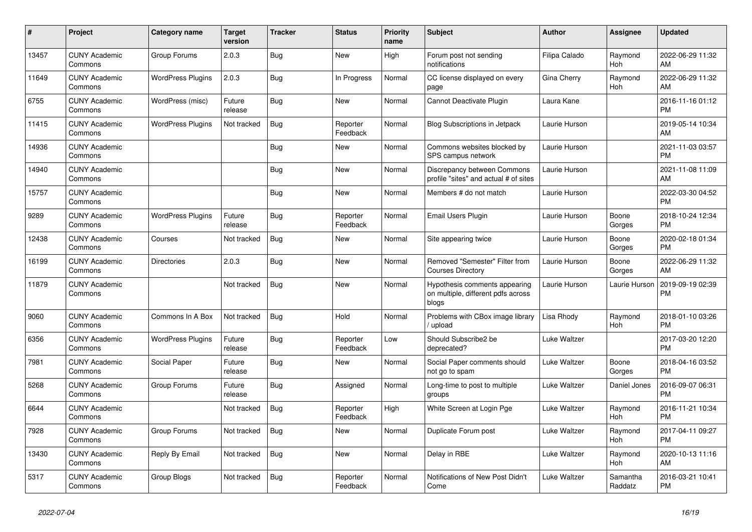| # | Project | Category name | Target version | Tracker | Status | Priority name | Subject | Author | Assignee | Updated |
|---|---|---|---|---|---|---|---|---|---|---|
| 13457 | CUNY Academic Commons | Group Forums | 2.0.3 | Bug | New | High | Forum post not sending notifications | Filipa Calado | Raymond Hoh | 2022-06-29 11:32 AM |
| 11649 | CUNY Academic Commons | WordPress Plugins | 2.0.3 | Bug | In Progress | Normal | CC license displayed on every page | Gina Cherry | Raymond Hoh | 2022-06-29 11:32 AM |
| 6755 | CUNY Academic Commons | WordPress (misc) | Future release | Bug | New | Normal | Cannot Deactivate Plugin | Laura Kane | | 2016-11-16 01:12 PM |
| 11415 | CUNY Academic Commons | WordPress Plugins | Not tracked | Bug | Reporter Feedback | Normal | Blog Subscriptions in Jetpack | Laurie Hurson | | 2019-05-14 10:34 AM |
| 14936 | CUNY Academic Commons | | | Bug | New | Normal | Commons websites blocked by SPS campus network | Laurie Hurson | | 2021-11-03 03:57 PM |
| 14940 | CUNY Academic Commons | | | Bug | New | Normal | Discrepancy between Commons profile "sites" and actual # of sites | Laurie Hurson | | 2021-11-08 11:09 AM |
| 15757 | CUNY Academic Commons | | | Bug | New | Normal | Members # do not match | Laurie Hurson | | 2022-03-30 04:52 PM |
| 9289 | CUNY Academic Commons | WordPress Plugins | Future release | Bug | Reporter Feedback | Normal | Email Users Plugin | Laurie Hurson | Boone Gorges | 2018-10-24 12:34 PM |
| 12438 | CUNY Academic Commons | Courses | Not tracked | Bug | New | Normal | Site appearing twice | Laurie Hurson | Boone Gorges | 2020-02-18 01:34 PM |
| 16199 | CUNY Academic Commons | Directories | 2.0.3 | Bug | New | Normal | Removed "Semester" Filter from Courses Directory | Laurie Hurson | Boone Gorges | 2022-06-29 11:32 AM |
| 11879 | CUNY Academic Commons | | Not tracked | Bug | New | Normal | Hypothesis comments appearing on multiple, different pdfs across blogs | Laurie Hurson | Laurie Hurson | 2019-09-19 02:39 PM |
| 9060 | CUNY Academic Commons | Commons In A Box | Not tracked | Bug | Hold | Normal | Problems with CBox image library / upload | Lisa Rhody | Raymond Hoh | 2018-01-10 03:26 PM |
| 6356 | CUNY Academic Commons | WordPress Plugins | Future release | Bug | Reporter Feedback | Low | Should Subscribe2 be deprecated? | Luke Waltzer | | 2017-03-20 12:20 PM |
| 7981 | CUNY Academic Commons | Social Paper | Future release | Bug | New | Normal | Social Paper comments should not go to spam | Luke Waltzer | Boone Gorges | 2018-04-16 03:52 PM |
| 5268 | CUNY Academic Commons | Group Forums | Future release | Bug | Assigned | Normal | Long-time to post to multiple groups | Luke Waltzer | Daniel Jones | 2016-09-07 06:31 PM |
| 6644 | CUNY Academic Commons | | Not tracked | Bug | Reporter Feedback | High | White Screen at Login Pge | Luke Waltzer | Raymond Hoh | 2016-11-21 10:34 PM |
| 7928 | CUNY Academic Commons | Group Forums | Not tracked | Bug | New | Normal | Duplicate Forum post | Luke Waltzer | Raymond Hoh | 2017-04-11 09:27 PM |
| 13430 | CUNY Academic Commons | Reply By Email | Not tracked | Bug | New | Normal | Delay in RBE | Luke Waltzer | Raymond Hoh | 2020-10-13 11:16 AM |
| 5317 | CUNY Academic Commons | Group Blogs | Not tracked | Bug | Reporter Feedback | Normal | Notifications of New Post Didn't Come | Luke Waltzer | Samantha Raddatz | 2016-03-21 10:41 PM |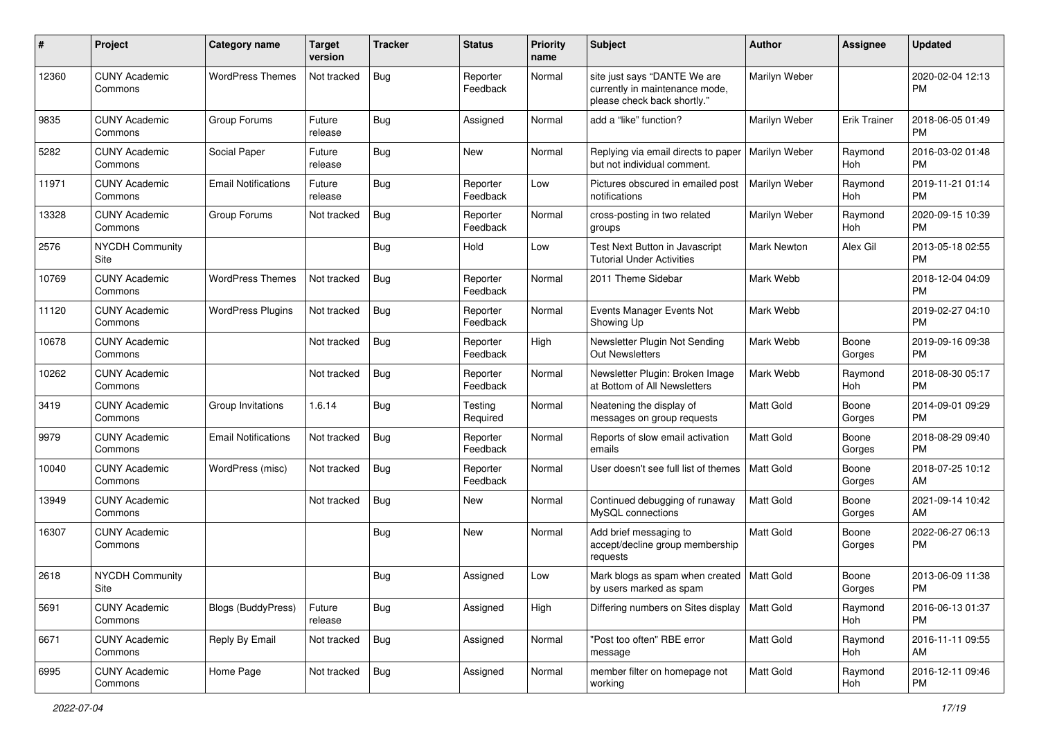| # | Project | Category name | Target version | Tracker | Status | Priority name | Subject | Author | Assignee | Updated |
|---|---|---|---|---|---|---|---|---|---|---|
| 12360 | CUNY Academic Commons | WordPress Themes | Not tracked | Bug | Reporter Feedback | Normal | site just says "DANTE We are currently in maintenance mode, please check back shortly." | Marilyn Weber | | 2020-02-04 12:13 PM |
| 9835 | CUNY Academic Commons | Group Forums | Future release | Bug | Assigned | Normal | add a "like" function? | Marilyn Weber | Erik Trainer | 2018-06-05 01:49 PM |
| 5282 | CUNY Academic Commons | Social Paper | Future release | Bug | New | Normal | Replying via email directs to paper but not individual comment. | Marilyn Weber | Raymond Hoh | 2016-03-02 01:48 PM |
| 11971 | CUNY Academic Commons | Email Notifications | Future release | Bug | Reporter Feedback | Low | Pictures obscured in emailed post notifications | Marilyn Weber | Raymond Hoh | 2019-11-21 01:14 PM |
| 13328 | CUNY Academic Commons | Group Forums | Not tracked | Bug | Reporter Feedback | Normal | cross-posting in two related groups | Marilyn Weber | Raymond Hoh | 2020-09-15 10:39 PM |
| 2576 | NYCDH Community Site | | | Bug | Hold | Low | Test Next Button in Javascript Tutorial Under Activities | Mark Newton | Alex Gil | 2013-05-18 02:55 PM |
| 10769 | CUNY Academic Commons | WordPress Themes | Not tracked | Bug | Reporter Feedback | Normal | 2011 Theme Sidebar | Mark Webb | | 2018-12-04 04:09 PM |
| 11120 | CUNY Academic Commons | WordPress Plugins | Not tracked | Bug | Reporter Feedback | Normal | Events Manager Events Not Showing Up | Mark Webb | | 2019-02-27 04:10 PM |
| 10678 | CUNY Academic Commons | | Not tracked | Bug | Reporter Feedback | High | Newsletter Plugin Not Sending Out Newsletters | Mark Webb | Boone Gorges | 2019-09-16 09:38 PM |
| 10262 | CUNY Academic Commons | | Not tracked | Bug | Reporter Feedback | Normal | Newsletter Plugin: Broken Image at Bottom of All Newsletters | Mark Webb | Raymond Hoh | 2018-08-30 05:17 PM |
| 3419 | CUNY Academic Commons | Group Invitations | 1.6.14 | Bug | Testing Required | Normal | Neatening the display of messages on group requests | Matt Gold | Boone Gorges | 2014-09-01 09:29 PM |
| 9979 | CUNY Academic Commons | Email Notifications | Not tracked | Bug | Reporter Feedback | Normal | Reports of slow email activation emails | Matt Gold | Boone Gorges | 2018-08-29 09:40 PM |
| 10040 | CUNY Academic Commons | WordPress (misc) | Not tracked | Bug | Reporter Feedback | Normal | User doesn't see full list of themes | Matt Gold | Boone Gorges | 2018-07-25 10:12 AM |
| 13949 | CUNY Academic Commons | | Not tracked | Bug | New | Normal | Continued debugging of runaway MySQL connections | Matt Gold | Boone Gorges | 2021-09-14 10:42 AM |
| 16307 | CUNY Academic Commons | | | Bug | New | Normal | Add brief messaging to accept/decline group membership requests | Matt Gold | Boone Gorges | 2022-06-27 06:13 PM |
| 2618 | NYCDH Community Site | | | Bug | Assigned | Low | Mark blogs as spam when created by users marked as spam | Matt Gold | Boone Gorges | 2013-06-09 11:38 PM |
| 5691 | CUNY Academic Commons | Blogs (BuddyPress) | Future release | Bug | Assigned | High | Differing numbers on Sites display | Matt Gold | Raymond Hoh | 2016-06-13 01:37 PM |
| 6671 | CUNY Academic Commons | Reply By Email | Not tracked | Bug | Assigned | Normal | "Post too often" RBE error message | Matt Gold | Raymond Hoh | 2016-11-11 09:55 AM |
| 6995 | CUNY Academic Commons | Home Page | Not tracked | Bug | Assigned | Normal | member filter on homepage not working | Matt Gold | Raymond Hoh | 2016-12-11 09:46 PM |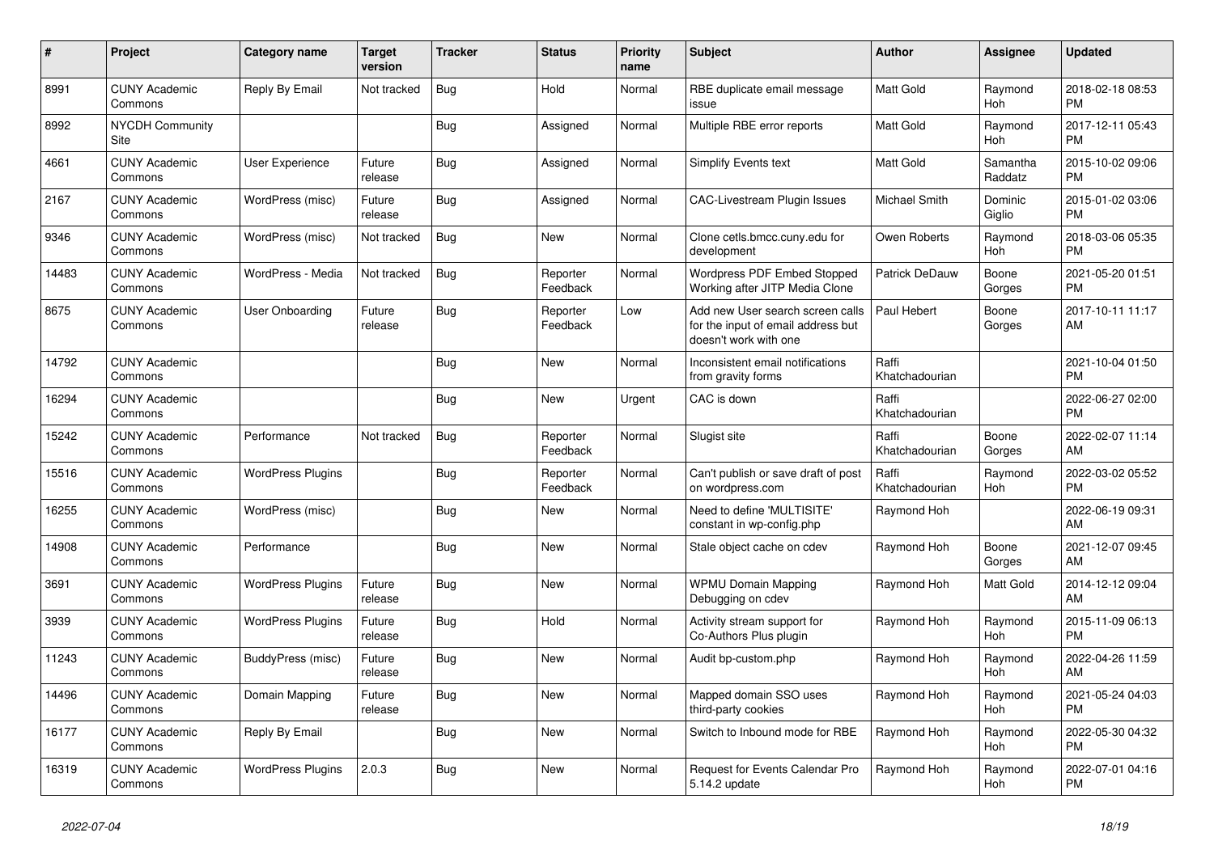| # | Project | Category name | Target version | Tracker | Status | Priority name | Subject | Author | Assignee | Updated |
|---|---|---|---|---|---|---|---|---|---|---|
| 8991 | CUNY Academic Commons | Reply By Email | Not tracked | Bug | Hold | Normal | RBE duplicate email message issue | Matt Gold | Raymond Hoh | 2018-02-18 08:53 PM |
| 8992 | NYCDH Community Site | | | Bug | Assigned | Normal | Multiple RBE error reports | Matt Gold | Raymond Hoh | 2017-12-11 05:43 PM |
| 4661 | CUNY Academic Commons | User Experience | Future release | Bug | Assigned | Normal | Simplify Events text | Matt Gold | Samantha Raddatz | 2015-10-02 09:06 PM |
| 2167 | CUNY Academic Commons | WordPress (misc) | Future release | Bug | Assigned | Normal | CAC-Livestream Plugin Issues | Michael Smith | Dominic Giglio | 2015-01-02 03:06 PM |
| 9346 | CUNY Academic Commons | WordPress (misc) | Not tracked | Bug | New | Normal | Clone cetls.bmcc.cuny.edu for development | Owen Roberts | Raymond Hoh | 2018-03-06 05:35 PM |
| 14483 | CUNY Academic Commons | WordPress - Media | Not tracked | Bug | Reporter Feedback | Normal | Wordpress PDF Embed Stopped Working after JITP Media Clone | Patrick DeDauw | Boone Gorges | 2021-05-20 01:51 PM |
| 8675 | CUNY Academic Commons | User Onboarding | Future release | Bug | Reporter Feedback | Low | Add new User search screen calls for the input of email address but doesn't work with one | Paul Hebert | Boone Gorges | 2017-10-11 11:17 AM |
| 14792 | CUNY Academic Commons | | | Bug | New | Normal | Inconsistent email notifications from gravity forms | Raffi Khatchadourian | | 2021-10-04 01:50 PM |
| 16294 | CUNY Academic Commons | | | Bug | New | Urgent | CAC is down | Raffi Khatchadourian | | 2022-06-27 02:00 PM |
| 15242 | CUNY Academic Commons | Performance | Not tracked | Bug | Reporter Feedback | Normal | Slugist site | Raffi Khatchadourian | Boone Gorges | 2022-02-07 11:14 AM |
| 15516 | CUNY Academic Commons | WordPress Plugins | | Bug | Reporter Feedback | Normal | Can't publish or save draft of post on wordpress.com | Raffi Khatchadourian | Raymond Hoh | 2022-03-02 05:52 PM |
| 16255 | CUNY Academic Commons | WordPress (misc) | | Bug | New | Normal | Need to define 'MULTISITE' constant in wp-config.php | Raymond Hoh | | 2022-06-19 09:31 AM |
| 14908 | CUNY Academic Commons | Performance | | Bug | New | Normal | Stale object cache on cdev | Raymond Hoh | Boone Gorges | 2021-12-07 09:45 AM |
| 3691 | CUNY Academic Commons | WordPress Plugins | Future release | Bug | New | Normal | WPMU Domain Mapping Debugging on cdev | Raymond Hoh | Matt Gold | 2014-12-12 09:04 AM |
| 3939 | CUNY Academic Commons | WordPress Plugins | Future release | Bug | Hold | Normal | Activity stream support for Co-Authors Plus plugin | Raymond Hoh | Raymond Hoh | 2015-11-09 06:13 PM |
| 11243 | CUNY Academic Commons | BuddyPress (misc) | Future release | Bug | New | Normal | Audit bp-custom.php | Raymond Hoh | Raymond Hoh | 2022-04-26 11:59 AM |
| 14496 | CUNY Academic Commons | Domain Mapping | Future release | Bug | New | Normal | Mapped domain SSO uses third-party cookies | Raymond Hoh | Raymond Hoh | 2021-05-24 04:03 PM |
| 16177 | CUNY Academic Commons | Reply By Email | | Bug | New | Normal | Switch to Inbound mode for RBE | Raymond Hoh | Raymond Hoh | 2022-05-30 04:32 PM |
| 16319 | CUNY Academic Commons | WordPress Plugins | 2.0.3 | Bug | New | Normal | Request for Events Calendar Pro 5.14.2 update | Raymond Hoh | Raymond Hoh | 2022-07-01 04:16 PM |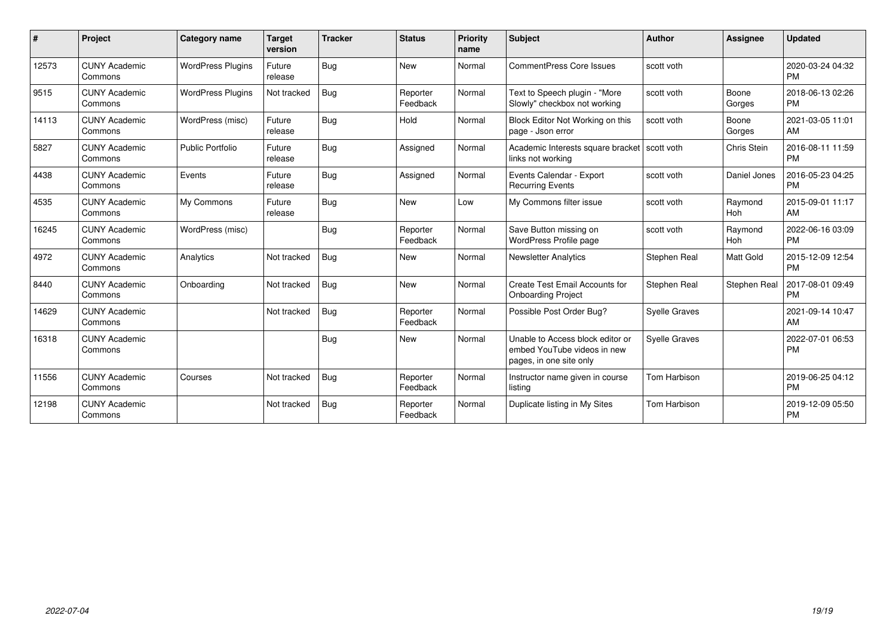| # | Project | Category name | Target version | Tracker | Status | Priority name | Subject | Author | Assignee | Updated |
|---|---|---|---|---|---|---|---|---|---|---|
| 12573 | CUNY Academic Commons | WordPress Plugins | Future release | Bug | New | Normal | CommentPress Core Issues | scott voth | | 2020-03-24 04:32 PM |
| 9515 | CUNY Academic Commons | WordPress Plugins | Not tracked | Bug | Reporter Feedback | Normal | Text to Speech plugin - "More Slowly" checkbox not working | scott voth | Boone Gorges | 2018-06-13 02:26 PM |
| 14113 | CUNY Academic Commons | WordPress (misc) | Future release | Bug | Hold | Normal | Block Editor Not Working on this page - Json error | scott voth | Boone Gorges | 2021-03-05 11:01 AM |
| 5827 | CUNY Academic Commons | Public Portfolio | Future release | Bug | Assigned | Normal | Academic Interests square bracket links not working | scott voth | Chris Stein | 2016-08-11 11:59 PM |
| 4438 | CUNY Academic Commons | Events | Future release | Bug | Assigned | Normal | Events Calendar - Export Recurring Events | scott voth | Daniel Jones | 2016-05-23 04:25 PM |
| 4535 | CUNY Academic Commons | My Commons | Future release | Bug | New | Low | My Commons filter issue | scott voth | Raymond Hoh | 2015-09-01 11:17 AM |
| 16245 | CUNY Academic Commons | WordPress (misc) | | Bug | Reporter Feedback | Normal | Save Button missing on WordPress Profile page | scott voth | Raymond Hoh | 2022-06-16 03:09 PM |
| 4972 | CUNY Academic Commons | Analytics | Not tracked | Bug | New | Normal | Newsletter Analytics | Stephen Real | Matt Gold | 2015-12-09 12:54 PM |
| 8440 | CUNY Academic Commons | Onboarding | Not tracked | Bug | New | Normal | Create Test Email Accounts for Onboarding Project | Stephen Real | Stephen Real | 2017-08-01 09:49 PM |
| 14629 | CUNY Academic Commons | | Not tracked | Bug | Reporter Feedback | Normal | Possible Post Order Bug? | Syelle Graves | | 2021-09-14 10:47 AM |
| 16318 | CUNY Academic Commons | | | Bug | New | Normal | Unable to Access block editor or embed YouTube videos in new pages, in one site only | Syelle Graves | | 2022-07-01 06:53 PM |
| 11556 | CUNY Academic Commons | Courses | Not tracked | Bug | Reporter Feedback | Normal | Instructor name given in course listing | Tom Harbison | | 2019-06-25 04:12 PM |
| 12198 | CUNY Academic Commons | | Not tracked | Bug | Reporter Feedback | Normal | Duplicate listing in My Sites | Tom Harbison | | 2019-12-09 05:50 PM |